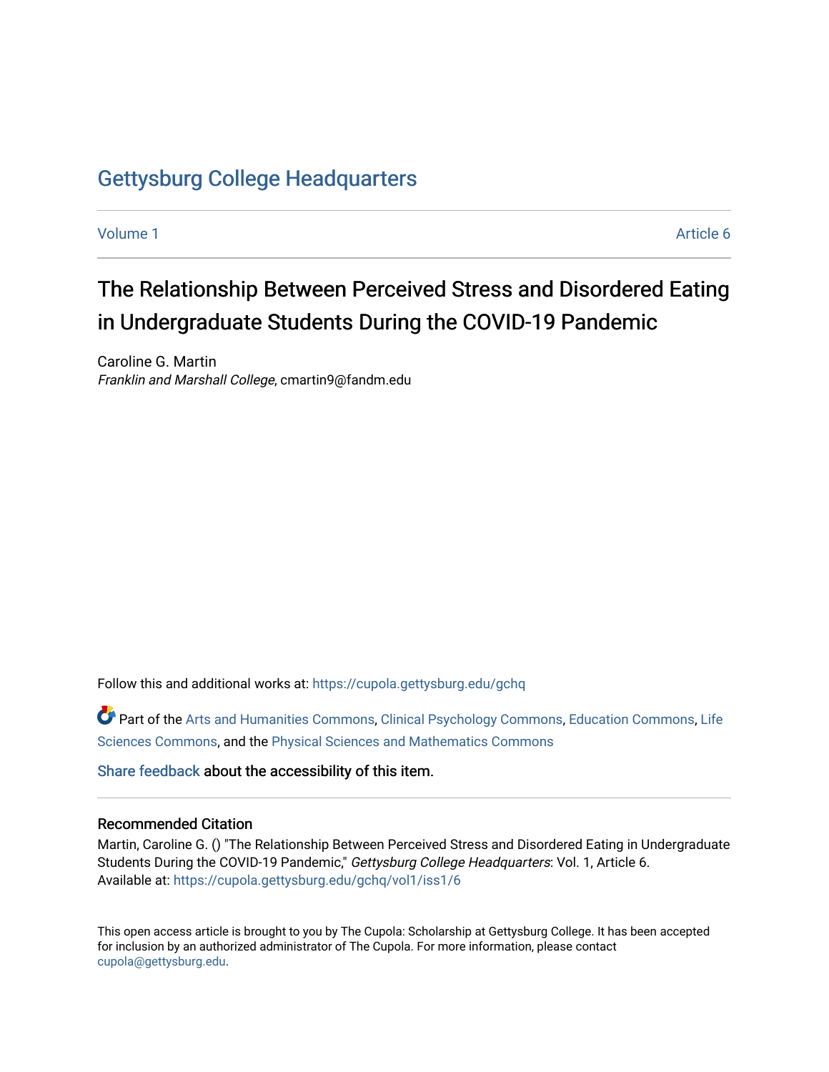# Gettysburg College Headquarters

Volume 1 | Article 6

## The Relationship Between Perceived Stress and Disordered Eating in Undergraduate Students During the COVID-19 Pandemic

Caroline G. Martin
*Franklin and Marshall College*, cmartin9@fandm.edu

Follow this and additional works at: https://cupola.gettysburg.edu/gchq

Part of the Arts and Humanities Commons, Clinical Psychology Commons, Education Commons, Life Sciences Commons, and the Physical Sciences and Mathematics Commons

Share feedback about the accessibility of this item.

### Recommended Citation

Martin, Caroline G. () "The Relationship Between Perceived Stress and Disordered Eating in Undergraduate Students During the COVID-19 Pandemic," *Gettysburg College Headquarters*: Vol. 1, Article 6.
Available at: https://cupola.gettysburg.edu/gchq/vol1/iss1/6

This open access article is brought to you by The Cupola: Scholarship at Gettysburg College. It has been accepted for inclusion by an authorized administrator of The Cupola. For more information, please contact cupola@gettysburg.edu.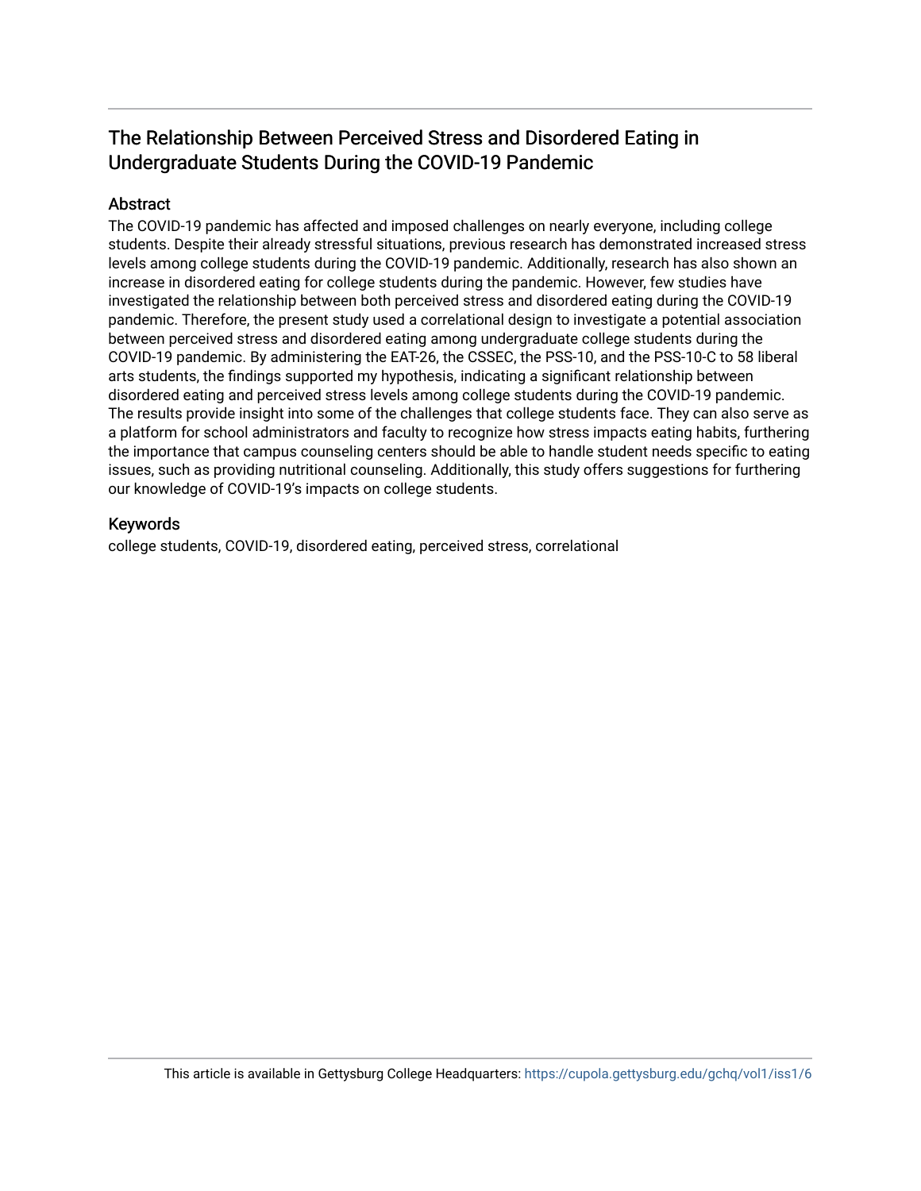# The Relationship Between Perceived Stress and Disordered Eating in Undergraduate Students During the COVID-19 Pandemic

## Abstract

The COVID-19 pandemic has affected and imposed challenges on nearly everyone, including college students. Despite their already stressful situations, previous research has demonstrated increased stress levels among college students during the COVID-19 pandemic. Additionally, research has also shown an increase in disordered eating for college students during the pandemic. However, few studies have investigated the relationship between both perceived stress and disordered eating during the COVID-19 pandemic. Therefore, the present study used a correlational design to investigate a potential association between perceived stress and disordered eating among undergraduate college students during the COVID-19 pandemic. By administering the EAT-26, the CSSEC, the PSS-10, and the PSS-10-C to 58 liberal arts students, the findings supported my hypothesis, indicating a significant relationship between disordered eating and perceived stress levels among college students during the COVID-19 pandemic. The results provide insight into some of the challenges that college students face. They can also serve as a platform for school administrators and faculty to recognize how stress impacts eating habits, furthering the importance that campus counseling centers should be able to handle student needs specific to eating issues, such as providing nutritional counseling. Additionally, this study offers suggestions for furthering our knowledge of COVID-19's impacts on college students.

## Keywords

college students, COVID-19, disordered eating, perceived stress, correlational

This article is available in Gettysburg College Headquarters: https://cupola.gettysburg.edu/gchq/vol1/iss1/6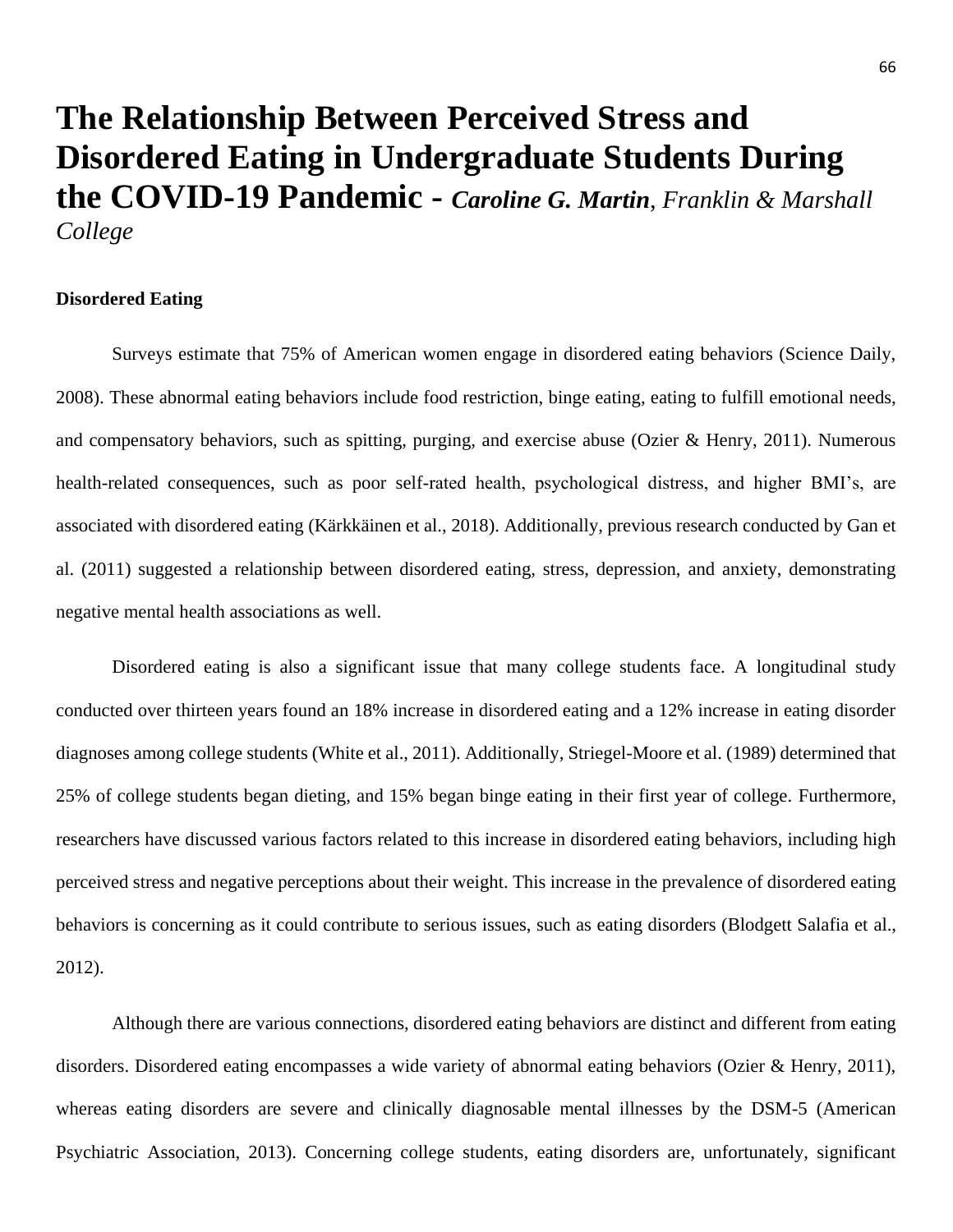# The Relationship Between Perceived Stress and Disordered Eating in Undergraduate Students During the COVID-19 Pandemic - ***Caroline G. Martin****, Franklin & Marshall College*

**Disordered Eating**

Surveys estimate that 75% of American women engage in disordered eating behaviors (Science Daily, 2008). These abnormal eating behaviors include food restriction, binge eating, eating to fulfill emotional needs, and compensatory behaviors, such as spitting, purging, and exercise abuse (Ozier & Henry, 2011). Numerous health-related consequences, such as poor self-rated health, psychological distress, and higher BMI's, are associated with disordered eating (Kärkkäinen et al., 2018). Additionally, previous research conducted by Gan et al. (2011) suggested a relationship between disordered eating, stress, depression, and anxiety, demonstrating negative mental health associations as well.

Disordered eating is also a significant issue that many college students face. A longitudinal study conducted over thirteen years found an 18% increase in disordered eating and a 12% increase in eating disorder diagnoses among college students (White et al., 2011). Additionally, Striegel-Moore et al. (1989) determined that 25% of college students began dieting, and 15% began binge eating in their first year of college. Furthermore, researchers have discussed various factors related to this increase in disordered eating behaviors, including high perceived stress and negative perceptions about their weight. This increase in the prevalence of disordered eating behaviors is concerning as it could contribute to serious issues, such as eating disorders (Blodgett Salafia et al., 2012).

Although there are various connections, disordered eating behaviors are distinct and different from eating disorders. Disordered eating encompasses a wide variety of abnormal eating behaviors (Ozier & Henry, 2011), whereas eating disorders are severe and clinically diagnosable mental illnesses by the DSM-5 (American Psychiatric Association, 2013). Concerning college students, eating disorders are, unfortunately, significant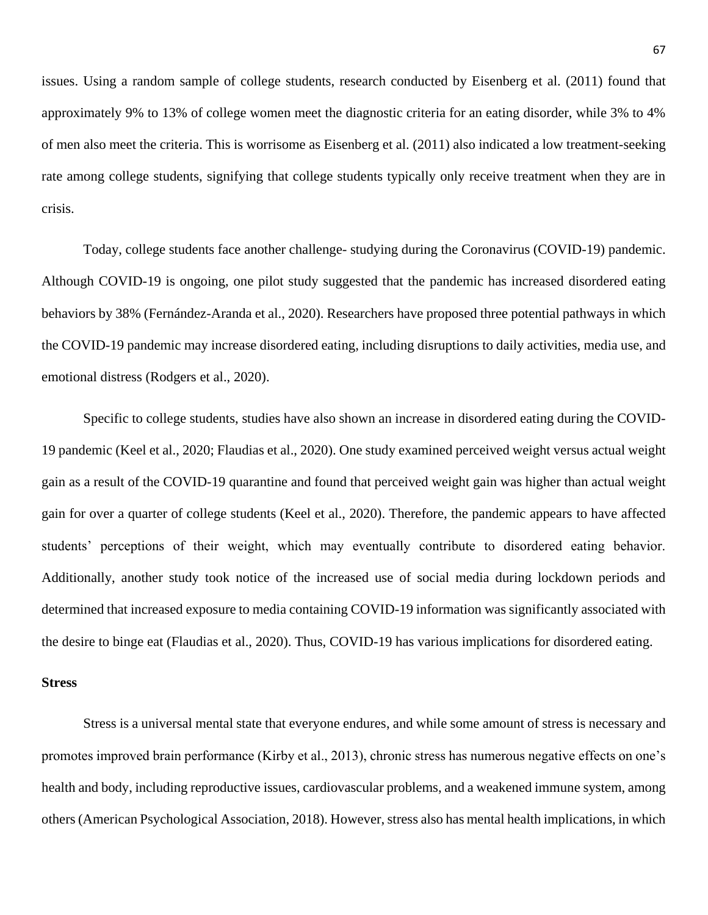issues. Using a random sample of college students, research conducted by Eisenberg et al. (2011) found that approximately 9% to 13% of college women meet the diagnostic criteria for an eating disorder, while 3% to 4% of men also meet the criteria. This is worrisome as Eisenberg et al. (2011) also indicated a low treatment-seeking rate among college students, signifying that college students typically only receive treatment when they are in crisis.

Today, college students face another challenge- studying during the Coronavirus (COVID-19) pandemic. Although COVID-19 is ongoing, one pilot study suggested that the pandemic has increased disordered eating behaviors by 38% (Fernández-Aranda et al., 2020). Researchers have proposed three potential pathways in which the COVID-19 pandemic may increase disordered eating, including disruptions to daily activities, media use, and emotional distress (Rodgers et al., 2020).

Specific to college students, studies have also shown an increase in disordered eating during the COVID-19 pandemic (Keel et al., 2020; Flaudias et al., 2020). One study examined perceived weight versus actual weight gain as a result of the COVID-19 quarantine and found that perceived weight gain was higher than actual weight gain for over a quarter of college students (Keel et al., 2020). Therefore, the pandemic appears to have affected students' perceptions of their weight, which may eventually contribute to disordered eating behavior. Additionally, another study took notice of the increased use of social media during lockdown periods and determined that increased exposure to media containing COVID-19 information was significantly associated with the desire to binge eat (Flaudias et al., 2020). Thus, COVID-19 has various implications for disordered eating.

### Stress

Stress is a universal mental state that everyone endures, and while some amount of stress is necessary and promotes improved brain performance (Kirby et al., 2013), chronic stress has numerous negative effects on one's health and body, including reproductive issues, cardiovascular problems, and a weakened immune system, among others (American Psychological Association, 2018). However, stress also has mental health implications, in which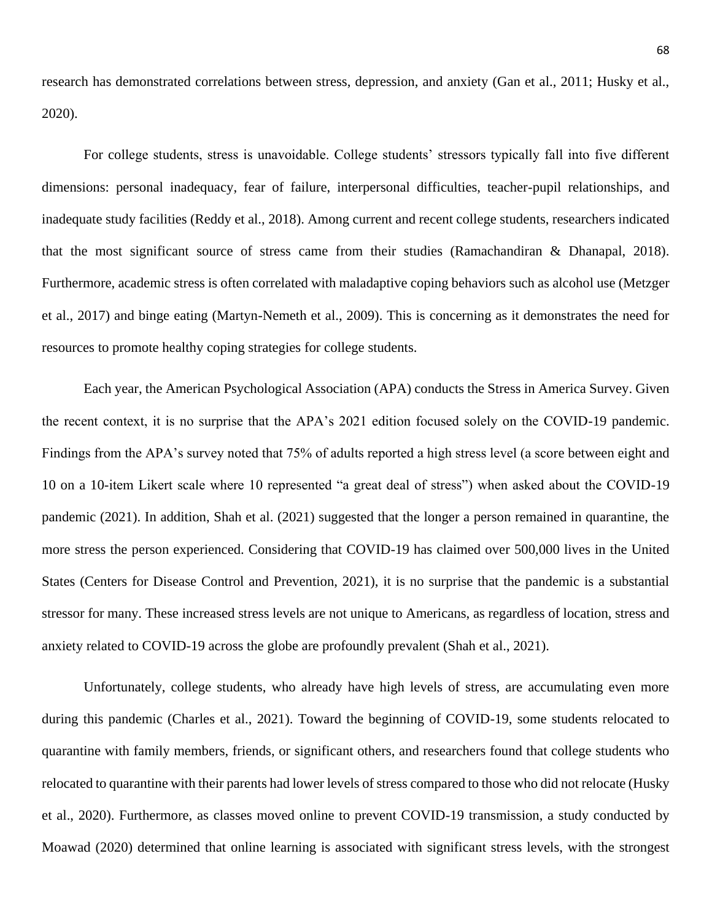research has demonstrated correlations between stress, depression, and anxiety (Gan et al., 2011; Husky et al., 2020).

For college students, stress is unavoidable. College students' stressors typically fall into five different dimensions: personal inadequacy, fear of failure, interpersonal difficulties, teacher-pupil relationships, and inadequate study facilities (Reddy et al., 2018). Among current and recent college students, researchers indicated that the most significant source of stress came from their studies (Ramachandiran & Dhanapal, 2018). Furthermore, academic stress is often correlated with maladaptive coping behaviors such as alcohol use (Metzger et al., 2017) and binge eating (Martyn-Nemeth et al., 2009). This is concerning as it demonstrates the need for resources to promote healthy coping strategies for college students.

Each year, the American Psychological Association (APA) conducts the Stress in America Survey. Given the recent context, it is no surprise that the APA's 2021 edition focused solely on the COVID-19 pandemic. Findings from the APA's survey noted that 75% of adults reported a high stress level (a score between eight and 10 on a 10-item Likert scale where 10 represented "a great deal of stress") when asked about the COVID-19 pandemic (2021). In addition, Shah et al. (2021) suggested that the longer a person remained in quarantine, the more stress the person experienced. Considering that COVID-19 has claimed over 500,000 lives in the United States (Centers for Disease Control and Prevention, 2021), it is no surprise that the pandemic is a substantial stressor for many. These increased stress levels are not unique to Americans, as regardless of location, stress and anxiety related to COVID-19 across the globe are profoundly prevalent (Shah et al., 2021).

Unfortunately, college students, who already have high levels of stress, are accumulating even more during this pandemic (Charles et al., 2021). Toward the beginning of COVID-19, some students relocated to quarantine with family members, friends, or significant others, and researchers found that college students who relocated to quarantine with their parents had lower levels of stress compared to those who did not relocate (Husky et al., 2020). Furthermore, as classes moved online to prevent COVID-19 transmission, a study conducted by Moawad (2020) determined that online learning is associated with significant stress levels, with the strongest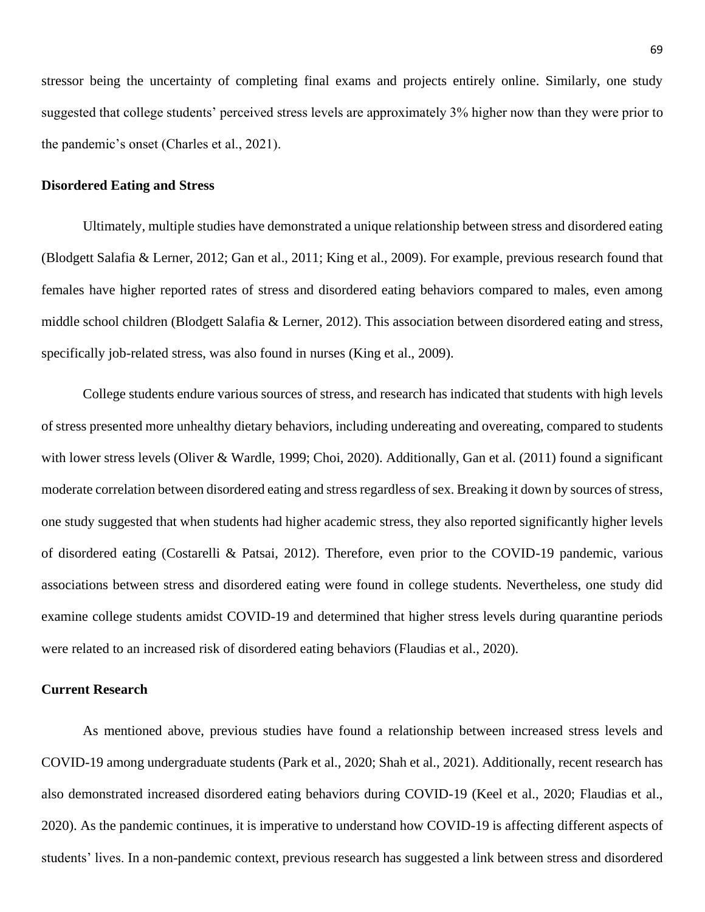stressor being the uncertainty of completing final exams and projects entirely online. Similarly, one study suggested that college students' perceived stress levels are approximately 3% higher now than they were prior to the pandemic's onset (Charles et al., 2021).

### Disordered Eating and Stress

Ultimately, multiple studies have demonstrated a unique relationship between stress and disordered eating (Blodgett Salafia & Lerner, 2012; Gan et al., 2011; King et al., 2009). For example, previous research found that females have higher reported rates of stress and disordered eating behaviors compared to males, even among middle school children (Blodgett Salafia & Lerner, 2012). This association between disordered eating and stress, specifically job-related stress, was also found in nurses (King et al., 2009).

College students endure various sources of stress, and research has indicated that students with high levels of stress presented more unhealthy dietary behaviors, including undereating and overeating, compared to students with lower stress levels (Oliver & Wardle, 1999; Choi, 2020). Additionally, Gan et al. (2011) found a significant moderate correlation between disordered eating and stress regardless of sex. Breaking it down by sources of stress, one study suggested that when students had higher academic stress, they also reported significantly higher levels of disordered eating (Costarelli & Patsai, 2012). Therefore, even prior to the COVID-19 pandemic, various associations between stress and disordered eating were found in college students. Nevertheless, one study did examine college students amidst COVID-19 and determined that higher stress levels during quarantine periods were related to an increased risk of disordered eating behaviors (Flaudias et al., 2020).

### Current Research

As mentioned above, previous studies have found a relationship between increased stress levels and COVID-19 among undergraduate students (Park et al., 2020; Shah et al., 2021). Additionally, recent research has also demonstrated increased disordered eating behaviors during COVID-19 (Keel et al., 2020; Flaudias et al., 2020). As the pandemic continues, it is imperative to understand how COVID-19 is affecting different aspects of students' lives. In a non-pandemic context, previous research has suggested a link between stress and disordered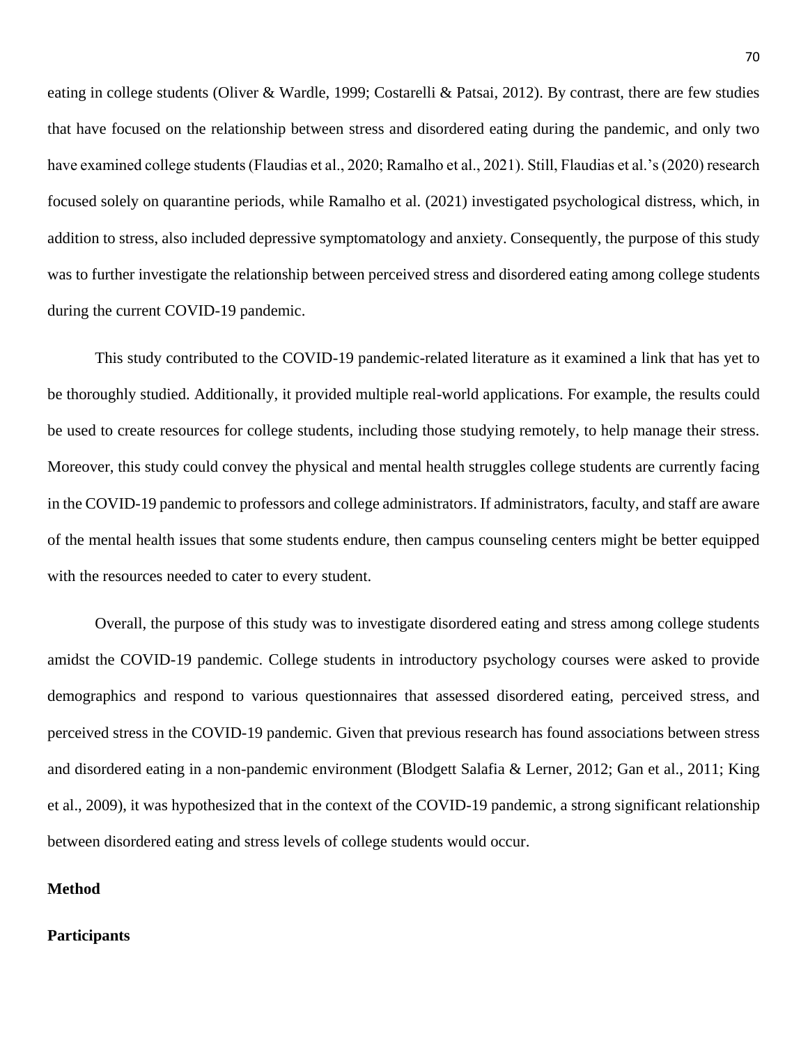eating in college students (Oliver & Wardle, 1999; Costarelli & Patsai, 2012). By contrast, there are few studies that have focused on the relationship between stress and disordered eating during the pandemic, and only two have examined college students (Flaudias et al., 2020; Ramalho et al., 2021). Still, Flaudias et al.'s (2020) research focused solely on quarantine periods, while Ramalho et al. (2021) investigated psychological distress, which, in addition to stress, also included depressive symptomatology and anxiety. Consequently, the purpose of this study was to further investigate the relationship between perceived stress and disordered eating among college students during the current COVID-19 pandemic.

This study contributed to the COVID-19 pandemic-related literature as it examined a link that has yet to be thoroughly studied. Additionally, it provided multiple real-world applications. For example, the results could be used to create resources for college students, including those studying remotely, to help manage their stress. Moreover, this study could convey the physical and mental health struggles college students are currently facing in the COVID-19 pandemic to professors and college administrators. If administrators, faculty, and staff are aware of the mental health issues that some students endure, then campus counseling centers might be better equipped with the resources needed to cater to every student.

Overall, the purpose of this study was to investigate disordered eating and stress among college students amidst the COVID-19 pandemic. College students in introductory psychology courses were asked to provide demographics and respond to various questionnaires that assessed disordered eating, perceived stress, and perceived stress in the COVID-19 pandemic. Given that previous research has found associations between stress and disordered eating in a non-pandemic environment (Blodgett Salafia & Lerner, 2012; Gan et al., 2011; King et al., 2009), it was hypothesized that in the context of the COVID-19 pandemic, a strong significant relationship between disordered eating and stress levels of college students would occur.

## Method

### Participants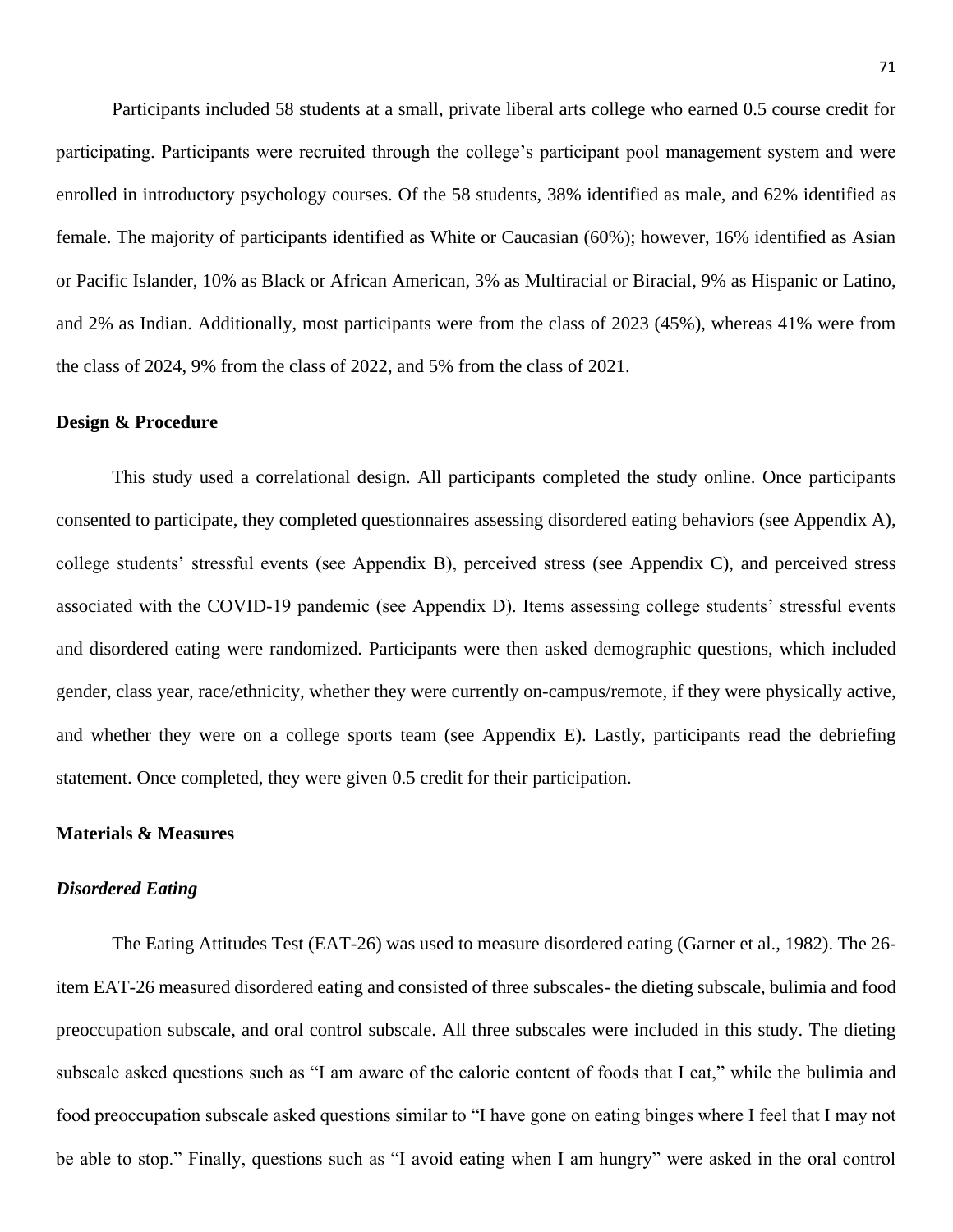Participants included 58 students at a small, private liberal arts college who earned 0.5 course credit for participating. Participants were recruited through the college's participant pool management system and were enrolled in introductory psychology courses. Of the 58 students, 38% identified as male, and 62% identified as female. The majority of participants identified as White or Caucasian (60%); however, 16% identified as Asian or Pacific Islander, 10% as Black or African American, 3% as Multiracial or Biracial, 9% as Hispanic or Latino, and 2% as Indian. Additionally, most participants were from the class of 2023 (45%), whereas 41% were from the class of 2024, 9% from the class of 2022, and 5% from the class of 2021.

## Design & Procedure

This study used a correlational design. All participants completed the study online. Once participants consented to participate, they completed questionnaires assessing disordered eating behaviors (see Appendix A), college students' stressful events (see Appendix B), perceived stress (see Appendix C), and perceived stress associated with the COVID-19 pandemic (see Appendix D). Items assessing college students' stressful events and disordered eating were randomized. Participants were then asked demographic questions, which included gender, class year, race/ethnicity, whether they were currently on-campus/remote, if they were physically active, and whether they were on a college sports team (see Appendix E). Lastly, participants read the debriefing statement. Once completed, they were given 0.5 credit for their participation.

## Materials & Measures

### *Disordered Eating*

The Eating Attitudes Test (EAT-26) was used to measure disordered eating (Garner et al., 1982). The 26-item EAT-26 measured disordered eating and consisted of three subscales- the dieting subscale, bulimia and food preoccupation subscale, and oral control subscale. All three subscales were included in this study. The dieting subscale asked questions such as "I am aware of the calorie content of foods that I eat," while the bulimia and food preoccupation subscale asked questions similar to "I have gone on eating binges where I feel that I may not be able to stop." Finally, questions such as "I avoid eating when I am hungry" were asked in the oral control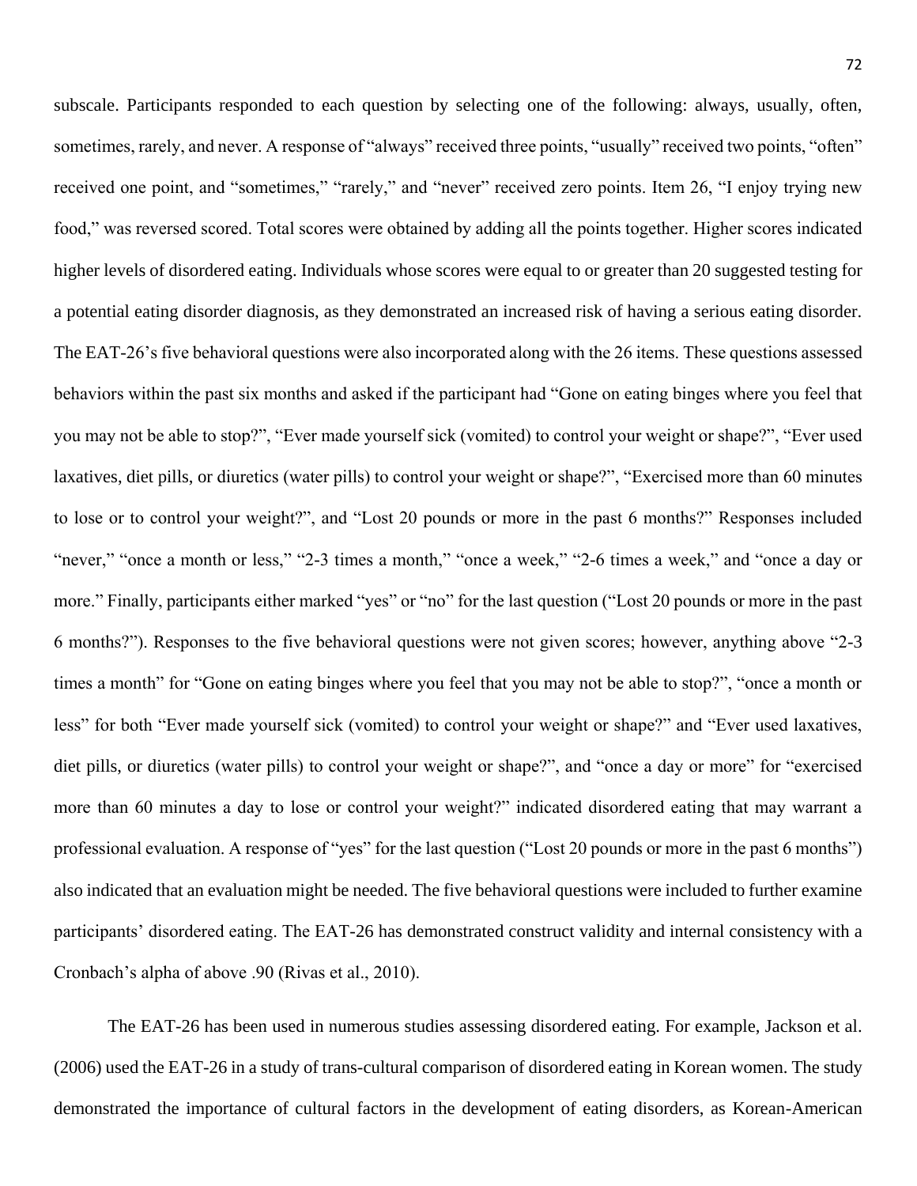subscale. Participants responded to each question by selecting one of the following: always, usually, often, sometimes, rarely, and never. A response of "always" received three points, "usually" received two points, "often" received one point, and "sometimes," "rarely," and "never" received zero points. Item 26, "I enjoy trying new food," was reversed scored. Total scores were obtained by adding all the points together. Higher scores indicated higher levels of disordered eating. Individuals whose scores were equal to or greater than 20 suggested testing for a potential eating disorder diagnosis, as they demonstrated an increased risk of having a serious eating disorder. The EAT-26's five behavioral questions were also incorporated along with the 26 items. These questions assessed behaviors within the past six months and asked if the participant had "Gone on eating binges where you feel that you may not be able to stop?", "Ever made yourself sick (vomited) to control your weight or shape?", "Ever used laxatives, diet pills, or diuretics (water pills) to control your weight or shape?", "Exercised more than 60 minutes to lose or to control your weight?", and "Lost 20 pounds or more in the past 6 months?" Responses included "never," "once a month or less," "2-3 times a month," "once a week," "2-6 times a week," and "once a day or more." Finally, participants either marked "yes" or "no" for the last question ("Lost 20 pounds or more in the past 6 months?"). Responses to the five behavioral questions were not given scores; however, anything above "2-3 times a month" for "Gone on eating binges where you feel that you may not be able to stop?", "once a month or less" for both "Ever made yourself sick (vomited) to control your weight or shape?" and "Ever used laxatives, diet pills, or diuretics (water pills) to control your weight or shape?", and "once a day or more" for "exercised more than 60 minutes a day to lose or control your weight?" indicated disordered eating that may warrant a professional evaluation. A response of "yes" for the last question ("Lost 20 pounds or more in the past 6 months") also indicated that an evaluation might be needed. The five behavioral questions were included to further examine participants' disordered eating. The EAT-26 has demonstrated construct validity and internal consistency with a Cronbach's alpha of above .90 (Rivas et al., 2010).

The EAT-26 has been used in numerous studies assessing disordered eating. For example, Jackson et al. (2006) used the EAT-26 in a study of trans-cultural comparison of disordered eating in Korean women. The study demonstrated the importance of cultural factors in the development of eating disorders, as Korean-American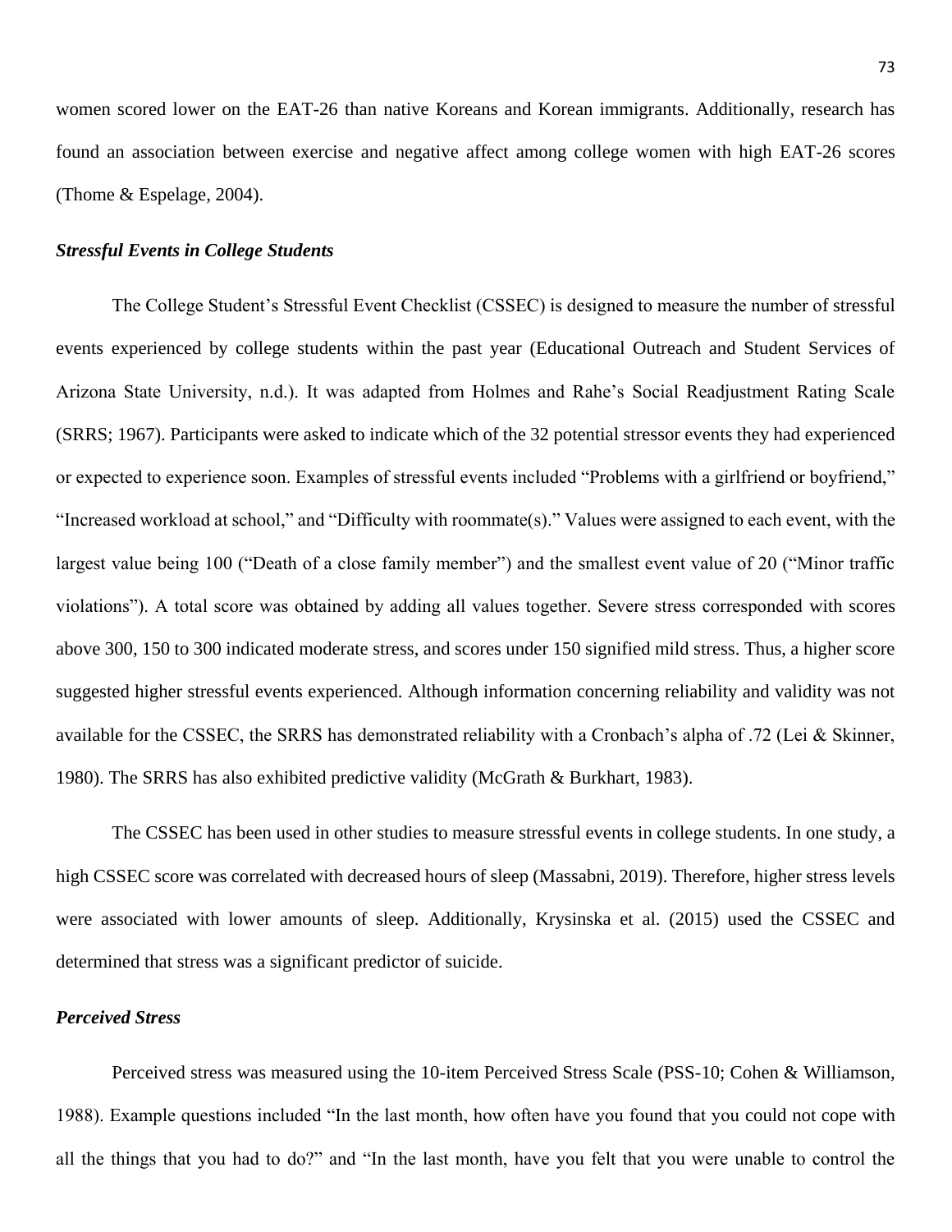women scored lower on the EAT-26 than native Koreans and Korean immigrants. Additionally, research has found an association between exercise and negative affect among college women with high EAT-26 scores (Thome & Espelage, 2004).

### *Stressful Events in College Students*

The College Student's Stressful Event Checklist (CSSEC) is designed to measure the number of stressful events experienced by college students within the past year (Educational Outreach and Student Services of Arizona State University, n.d.). It was adapted from Holmes and Rahe's Social Readjustment Rating Scale (SRRS; 1967). Participants were asked to indicate which of the 32 potential stressor events they had experienced or expected to experience soon. Examples of stressful events included "Problems with a girlfriend or boyfriend," "Increased workload at school," and "Difficulty with roommate(s)." Values were assigned to each event, with the largest value being 100 ("Death of a close family member") and the smallest event value of 20 ("Minor traffic violations"). A total score was obtained by adding all values together. Severe stress corresponded with scores above 300, 150 to 300 indicated moderate stress, and scores under 150 signified mild stress. Thus, a higher score suggested higher stressful events experienced. Although information concerning reliability and validity was not available for the CSSEC, the SRRS has demonstrated reliability with a Cronbach's alpha of .72 (Lei & Skinner, 1980). The SRRS has also exhibited predictive validity (McGrath & Burkhart, 1983).

The CSSEC has been used in other studies to measure stressful events in college students. In one study, a high CSSEC score was correlated with decreased hours of sleep (Massabni, 2019). Therefore, higher stress levels were associated with lower amounts of sleep. Additionally, Krysinska et al. (2015) used the CSSEC and determined that stress was a significant predictor of suicide.

### *Perceived Stress*

Perceived stress was measured using the 10-item Perceived Stress Scale (PSS-10; Cohen & Williamson, 1988). Example questions included "In the last month, how often have you found that you could not cope with all the things that you had to do?" and "In the last month, have you felt that you were unable to control the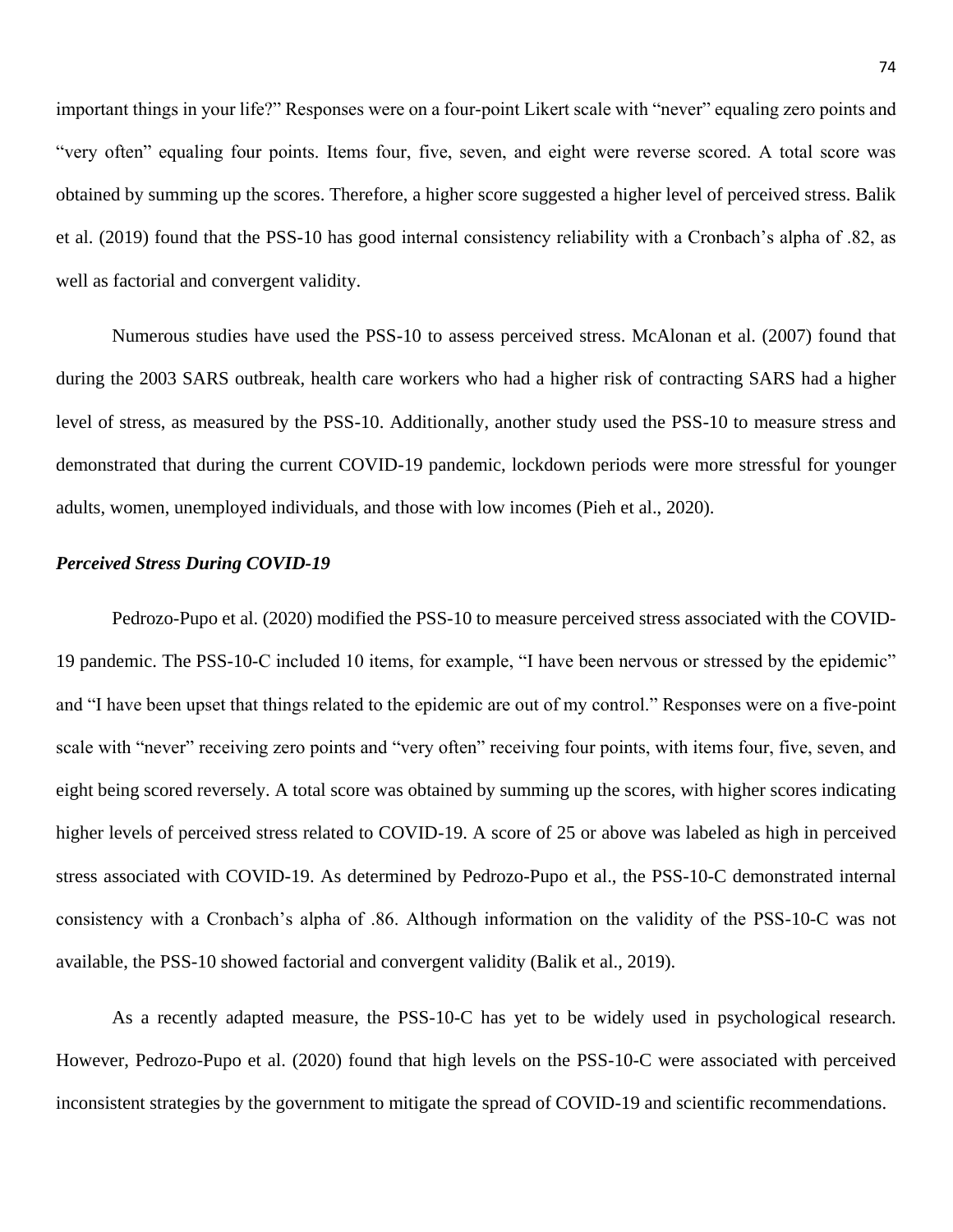important things in your life?" Responses were on a four-point Likert scale with "never" equaling zero points and "very often" equaling four points. Items four, five, seven, and eight were reverse scored. A total score was obtained by summing up the scores. Therefore, a higher score suggested a higher level of perceived stress. Balik et al. (2019) found that the PSS-10 has good internal consistency reliability with a Cronbach's alpha of .82, as well as factorial and convergent validity.

Numerous studies have used the PSS-10 to assess perceived stress. McAlonan et al. (2007) found that during the 2003 SARS outbreak, health care workers who had a higher risk of contracting SARS had a higher level of stress, as measured by the PSS-10. Additionally, another study used the PSS-10 to measure stress and demonstrated that during the current COVID-19 pandemic, lockdown periods were more stressful for younger adults, women, unemployed individuals, and those with low incomes (Pieh et al., 2020).

### *Perceived Stress During COVID-19*

Pedrozo-Pupo et al. (2020) modified the PSS-10 to measure perceived stress associated with the COVID-19 pandemic. The PSS-10-C included 10 items, for example, "I have been nervous or stressed by the epidemic" and "I have been upset that things related to the epidemic are out of my control." Responses were on a five-point scale with "never" receiving zero points and "very often" receiving four points, with items four, five, seven, and eight being scored reversely. A total score was obtained by summing up the scores, with higher scores indicating higher levels of perceived stress related to COVID-19. A score of 25 or above was labeled as high in perceived stress associated with COVID-19. As determined by Pedrozo-Pupo et al., the PSS-10-C demonstrated internal consistency with a Cronbach's alpha of .86. Although information on the validity of the PSS-10-C was not available, the PSS-10 showed factorial and convergent validity (Balik et al., 2019).

As a recently adapted measure, the PSS-10-C has yet to be widely used in psychological research. However, Pedrozo-Pupo et al. (2020) found that high levels on the PSS-10-C were associated with perceived inconsistent strategies by the government to mitigate the spread of COVID-19 and scientific recommendations.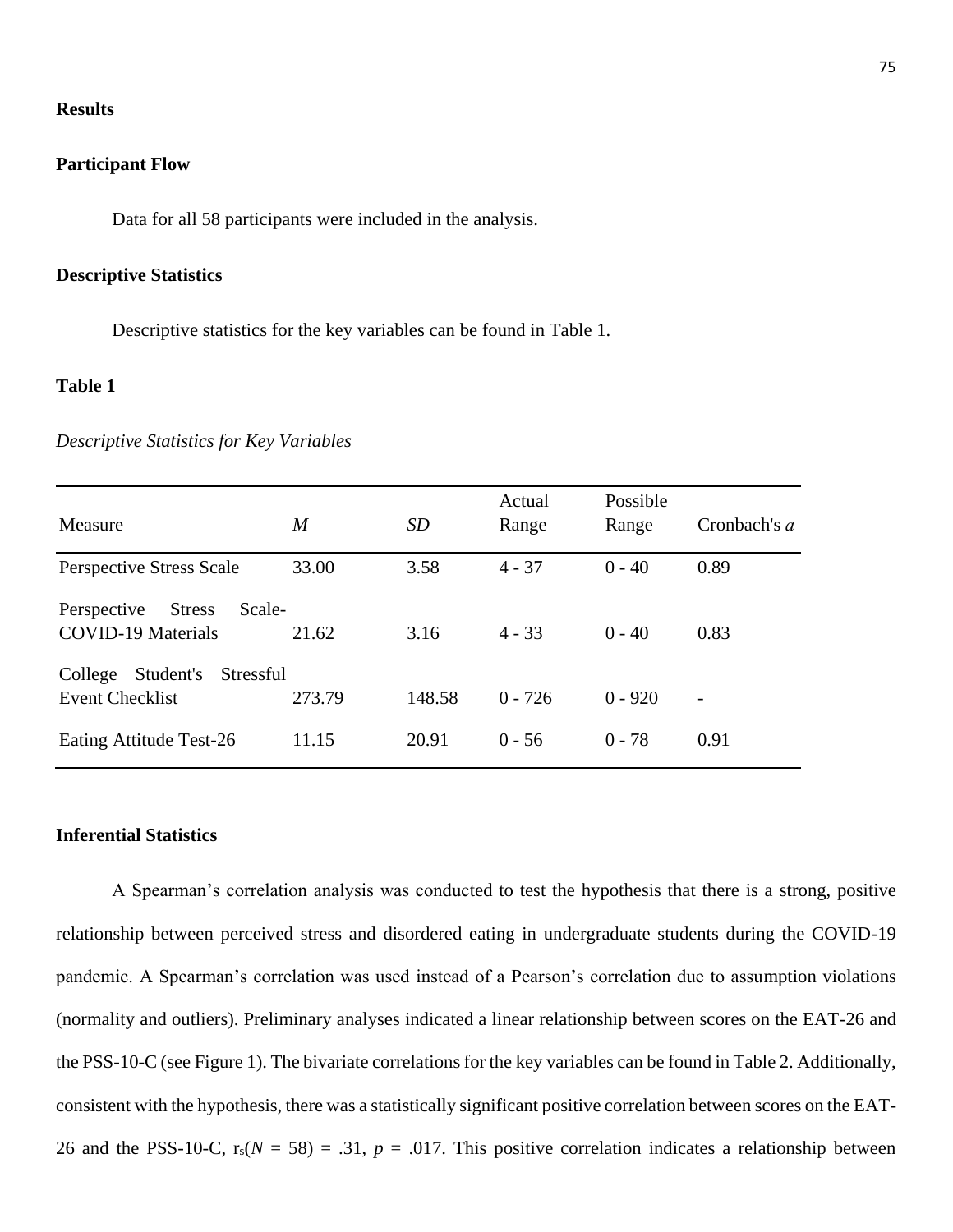## Results

### Participant Flow

Data for all 58 participants were included in the analysis.

### Descriptive Statistics

Descriptive statistics for the key variables can be found in Table 1.

**Table 1**

*Descriptive Statistics for Key Variables*

| Measure | *M* | *SD* | Actual Range | Possible Range | Cronbach's *a* |
|---|---|---|---|---|---|
| Perspective Stress Scale | 33.00 | 3.58 | 4 - 37 | 0 - 40 | 0.89 |
| Perspective Stress Scale-COVID-19 Materials | 21.62 | 3.16 | 4 - 33 | 0 - 40 | 0.83 |
| College Student's Stressful Event Checklist | 273.79 | 148.58 | 0 - 726 | 0 - 920 | - |
| Eating Attitude Test-26 | 11.15 | 20.91 | 0 - 56 | 0 - 78 | 0.91 |

### Inferential Statistics

A Spearman's correlation analysis was conducted to test the hypothesis that there is a strong, positive relationship between perceived stress and disordered eating in undergraduate students during the COVID-19 pandemic. A Spearman's correlation was used instead of a Pearson's correlation due to assumption violations (normality and outliers). Preliminary analyses indicated a linear relationship between scores on the EAT-26 and the PSS-10-C (see Figure 1). The bivariate correlations for the key variables can be found in Table 2. Additionally, consistent with the hypothesis, there was a statistically significant positive correlation between scores on the EAT-26 and the PSS-10-C, $r_s(N = 58) = .31$, $p = .017$. This positive correlation indicates a relationship between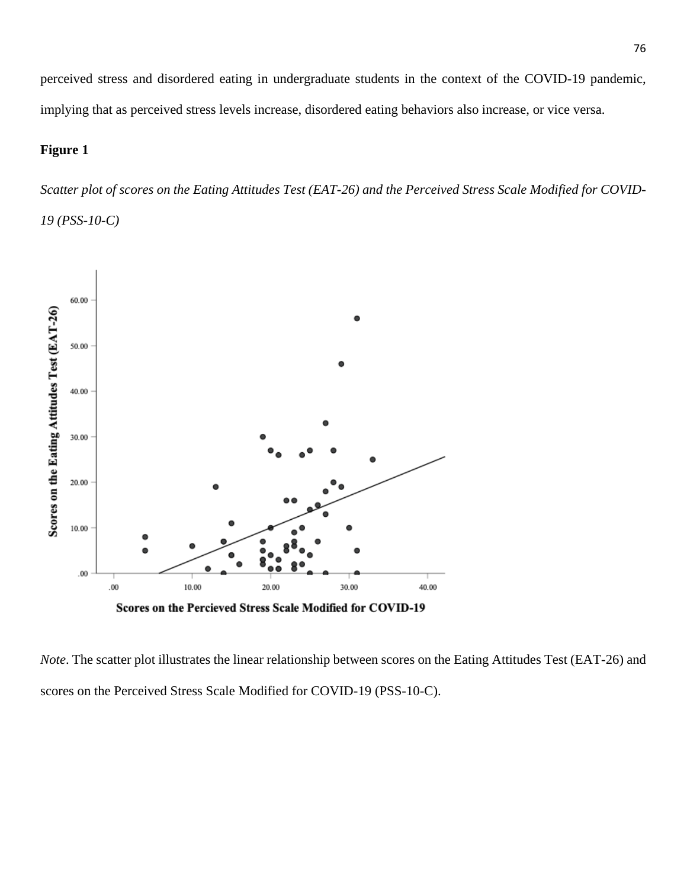perceived stress and disordered eating in undergraduate students in the context of the COVID-19 pandemic, implying that as perceived stress levels increase, disordered eating behaviors also increase, or vice versa.

**Figure 1**

*Scatter plot of scores on the Eating Attitudes Test (EAT-26) and the Perceived Stress Scale Modified for COVID-19 (PSS-10-C)*

*Note*. The scatter plot illustrates the linear relationship between scores on the Eating Attitudes Test (EAT-26) and scores on the Perceived Stress Scale Modified for COVID-19 (PSS-10-C).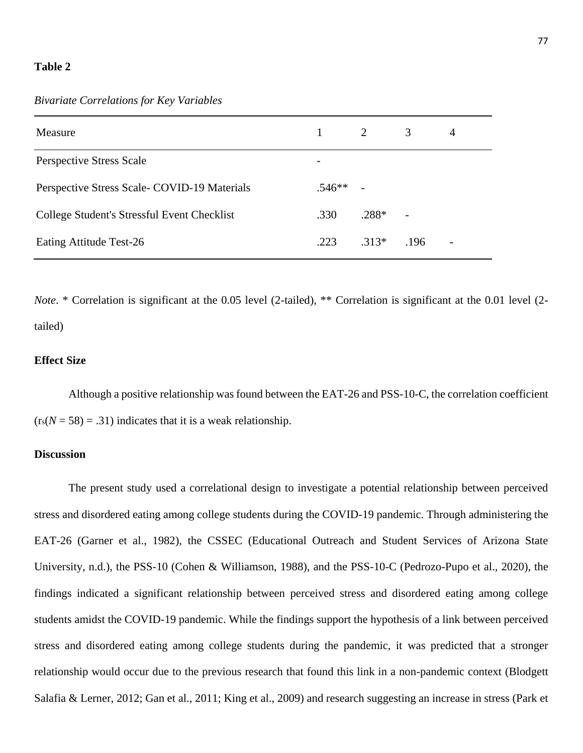**Table 2**

*Bivariate Correlations for Key Variables*

| Measure | 1 | 2 | 3 | 4 |
|---|---|---|---|---|
| Perspective Stress Scale | - | | | |
| Perspective Stress Scale- COVID-19 Materials | .546** | - | | |
| College Student's Stressful Event Checklist | .330 | .288* | - | |
| Eating Attitude Test-26 | .223 | .313* | .196 | - |

*Note*. * Correlation is significant at the 0.05 level (2-tailed), ** Correlation is significant at the 0.01 level (2-tailed)

**Effect Size**

Although a positive relationship was found between the EAT-26 and PSS-10-C, the correlation coefficient ($r_s(N = 58) = .31$) indicates that it is a weak relationship.

**Discussion**

The present study used a correlational design to investigate a potential relationship between perceived stress and disordered eating among college students during the COVID-19 pandemic. Through administering the EAT-26 (Garner et al., 1982), the CSSEC (Educational Outreach and Student Services of Arizona State University, n.d.), the PSS-10 (Cohen & Williamson, 1988), and the PSS-10-C (Pedrozo-Pupo et al., 2020), the findings indicated a significant relationship between perceived stress and disordered eating among college students amidst the COVID-19 pandemic. While the findings support the hypothesis of a link between perceived stress and disordered eating among college students during the pandemic, it was predicted that a stronger relationship would occur due to the previous research that found this link in a non-pandemic context (Blodgett Salafia & Lerner, 2012; Gan et al., 2011; King et al., 2009) and research suggesting an increase in stress (Park et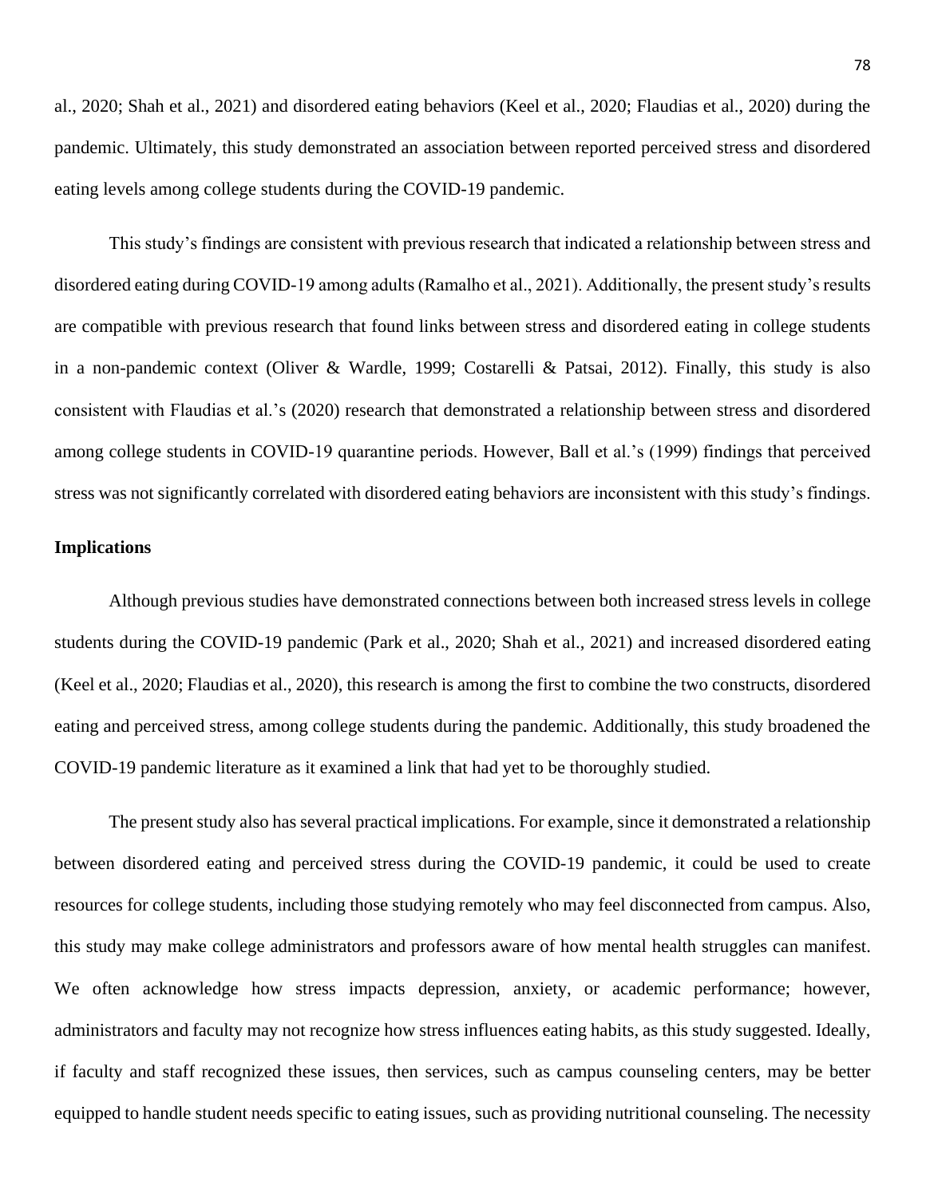al., 2020; Shah et al., 2021) and disordered eating behaviors (Keel et al., 2020; Flaudias et al., 2020) during the pandemic. Ultimately, this study demonstrated an association between reported perceived stress and disordered eating levels among college students during the COVID-19 pandemic.

This study's findings are consistent with previous research that indicated a relationship between stress and disordered eating during COVID-19 among adults (Ramalho et al., 2021). Additionally, the present study's results are compatible with previous research that found links between stress and disordered eating in college students in a non-pandemic context (Oliver & Wardle, 1999; Costarelli & Patsai, 2012). Finally, this study is also consistent with Flaudias et al.'s (2020) research that demonstrated a relationship between stress and disordered among college students in COVID-19 quarantine periods. However, Ball et al.'s (1999) findings that perceived stress was not significantly correlated with disordered eating behaviors are inconsistent with this study's findings.

**Implications**

Although previous studies have demonstrated connections between both increased stress levels in college students during the COVID-19 pandemic (Park et al., 2020; Shah et al., 2021) and increased disordered eating (Keel et al., 2020; Flaudias et al., 2020), this research is among the first to combine the two constructs, disordered eating and perceived stress, among college students during the pandemic. Additionally, this study broadened the COVID-19 pandemic literature as it examined a link that had yet to be thoroughly studied.

The present study also has several practical implications. For example, since it demonstrated a relationship between disordered eating and perceived stress during the COVID-19 pandemic, it could be used to create resources for college students, including those studying remotely who may feel disconnected from campus. Also, this study may make college administrators and professors aware of how mental health struggles can manifest. We often acknowledge how stress impacts depression, anxiety, or academic performance; however, administrators and faculty may not recognize how stress influences eating habits, as this study suggested. Ideally, if faculty and staff recognized these issues, then services, such as campus counseling centers, may be better equipped to handle student needs specific to eating issues, such as providing nutritional counseling. The necessity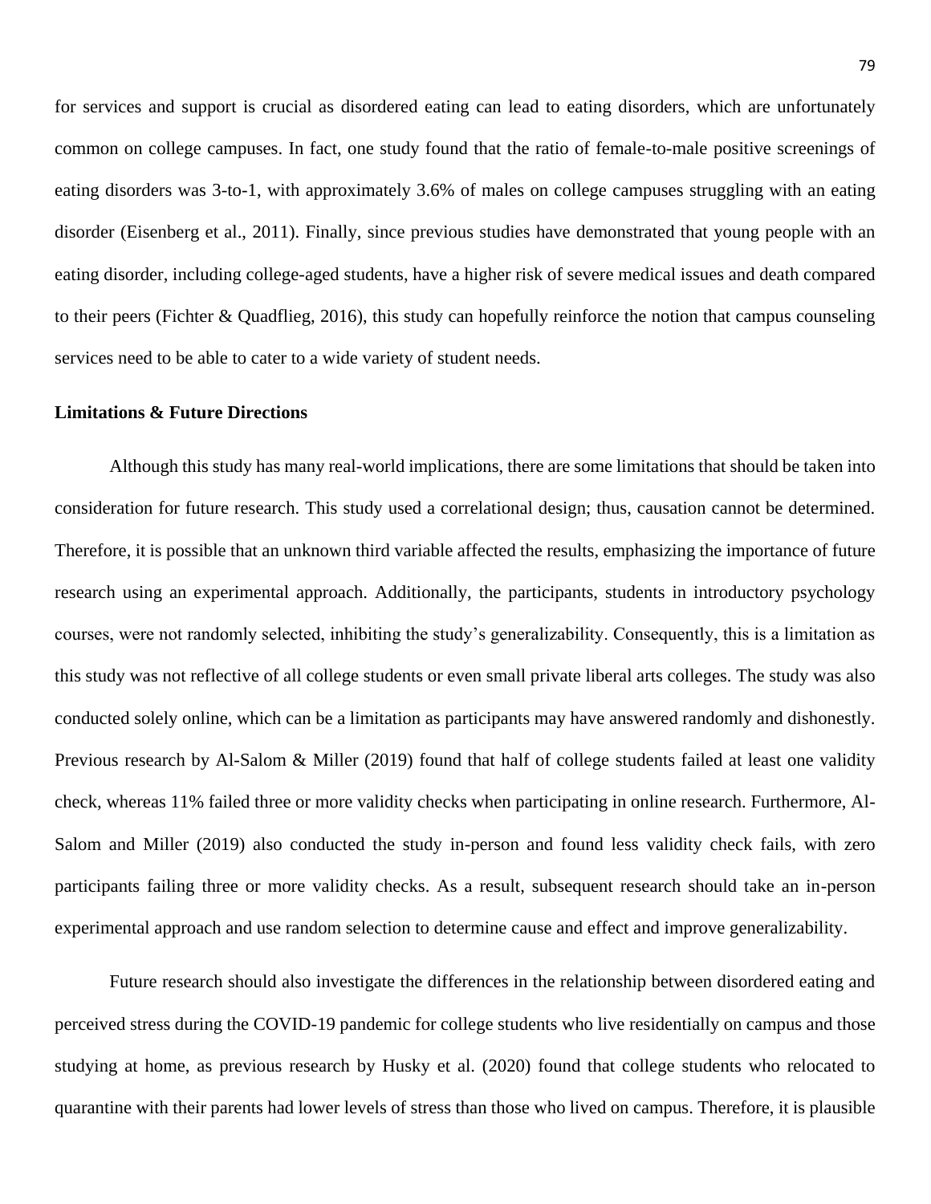for services and support is crucial as disordered eating can lead to eating disorders, which are unfortunately common on college campuses. In fact, one study found that the ratio of female-to-male positive screenings of eating disorders was 3-to-1, with approximately 3.6% of males on college campuses struggling with an eating disorder (Eisenberg et al., 2011). Finally, since previous studies have demonstrated that young people with an eating disorder, including college-aged students, have a higher risk of severe medical issues and death compared to their peers (Fichter & Quadflieg, 2016), this study can hopefully reinforce the notion that campus counseling services need to be able to cater to a wide variety of student needs.

**Limitations & Future Directions**

Although this study has many real-world implications, there are some limitations that should be taken into consideration for future research. This study used a correlational design; thus, causation cannot be determined. Therefore, it is possible that an unknown third variable affected the results, emphasizing the importance of future research using an experimental approach. Additionally, the participants, students in introductory psychology courses, were not randomly selected, inhibiting the study's generalizability. Consequently, this is a limitation as this study was not reflective of all college students or even small private liberal arts colleges. The study was also conducted solely online, which can be a limitation as participants may have answered randomly and dishonestly. Previous research by Al-Salom & Miller (2019) found that half of college students failed at least one validity check, whereas 11% failed three or more validity checks when participating in online research. Furthermore, Al-Salom and Miller (2019) also conducted the study in-person and found less validity check fails, with zero participants failing three or more validity checks. As a result, subsequent research should take an in-person experimental approach and use random selection to determine cause and effect and improve generalizability.

Future research should also investigate the differences in the relationship between disordered eating and perceived stress during the COVID-19 pandemic for college students who live residentially on campus and those studying at home, as previous research by Husky et al. (2020) found that college students who relocated to quarantine with their parents had lower levels of stress than those who lived on campus. Therefore, it is plausible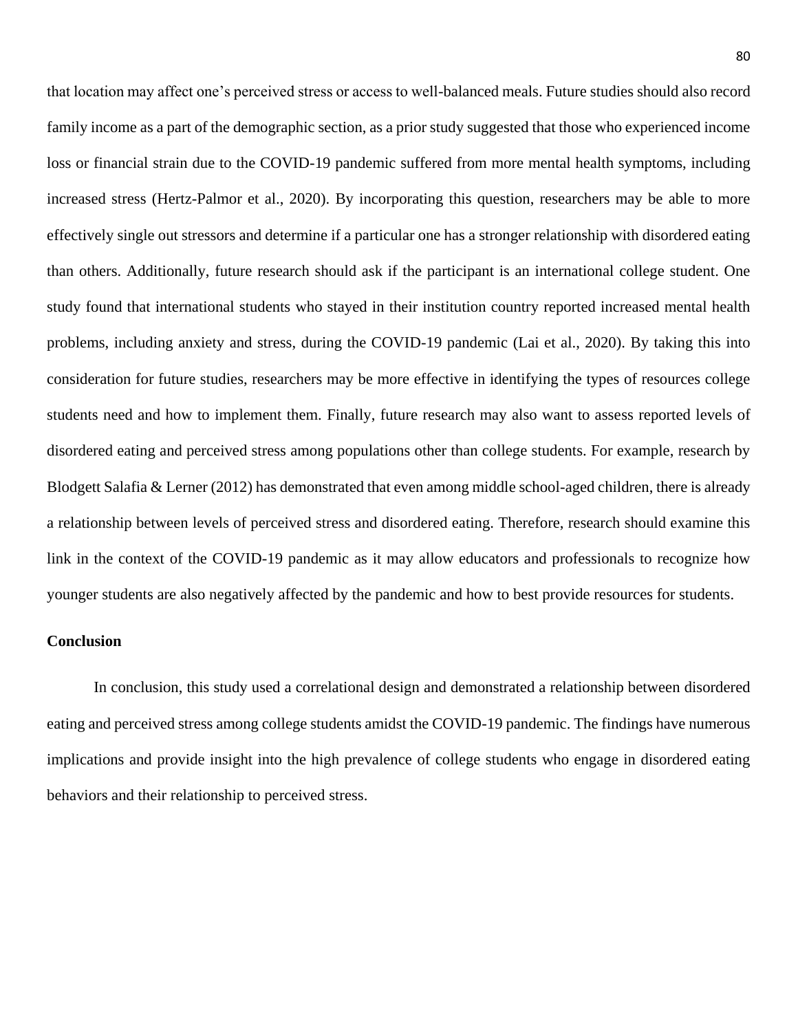that location may affect one's perceived stress or access to well-balanced meals. Future studies should also record family income as a part of the demographic section, as a prior study suggested that those who experienced income loss or financial strain due to the COVID-19 pandemic suffered from more mental health symptoms, including increased stress (Hertz-Palmor et al., 2020). By incorporating this question, researchers may be able to more effectively single out stressors and determine if a particular one has a stronger relationship with disordered eating than others. Additionally, future research should ask if the participant is an international college student. One study found that international students who stayed in their institution country reported increased mental health problems, including anxiety and stress, during the COVID-19 pandemic (Lai et al., 2020). By taking this into consideration for future studies, researchers may be more effective in identifying the types of resources college students need and how to implement them. Finally, future research may also want to assess reported levels of disordered eating and perceived stress among populations other than college students. For example, research by Blodgett Salafia & Lerner (2012) has demonstrated that even among middle school-aged children, there is already a relationship between levels of perceived stress and disordered eating. Therefore, research should examine this link in the context of the COVID-19 pandemic as it may allow educators and professionals to recognize how younger students are also negatively affected by the pandemic and how to best provide resources for students.

## Conclusion

In conclusion, this study used a correlational design and demonstrated a relationship between disordered eating and perceived stress among college students amidst the COVID-19 pandemic. The findings have numerous implications and provide insight into the high prevalence of college students who engage in disordered eating behaviors and their relationship to perceived stress.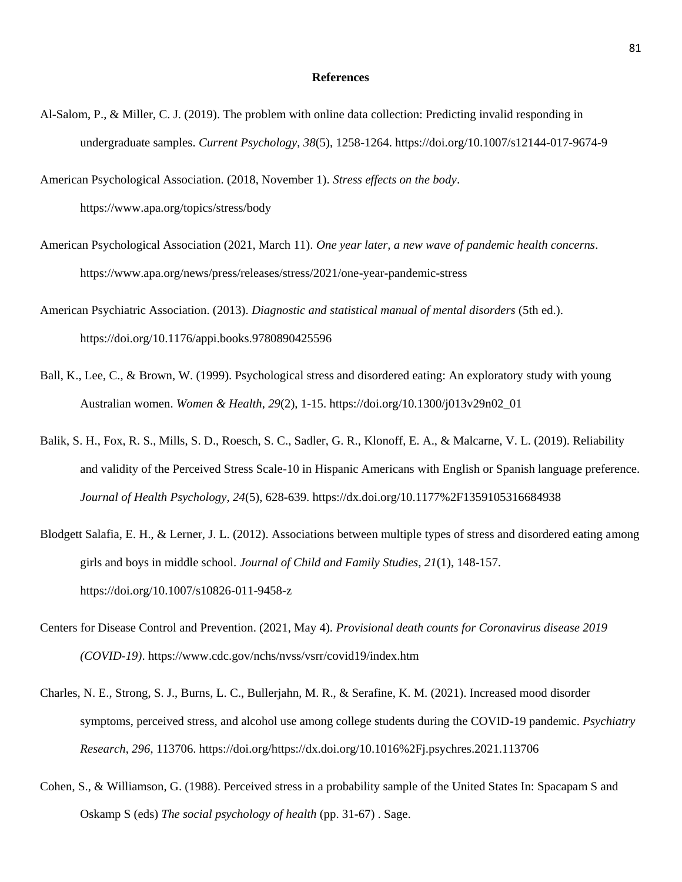# References

Al-Salom, P., & Miller, C. J. (2019). The problem with online data collection: Predicting invalid responding in undergraduate samples. *Current Psychology*, *38*(5), 1258-1264. https://doi.org/10.1007/s12144-017-9674-9

American Psychological Association. (2018, November 1). *Stress effects on the body*. https://www.apa.org/topics/stress/body

American Psychological Association (2021, March 11). *One year later, a new wave of pandemic health concerns*. https://www.apa.org/news/press/releases/stress/2021/one-year-pandemic-stress

American Psychiatric Association. (2013). *Diagnostic and statistical manual of mental disorders* (5th ed.). https://doi.org/10.1176/appi.books.9780890425596

Ball, K., Lee, C., & Brown, W. (1999). Psychological stress and disordered eating: An exploratory study with young Australian women. *Women & Health*, *29*(2), 1-15. https://doi.org/10.1300/j013v29n02_01

Balik, S. H., Fox, R. S., Mills, S. D., Roesch, S. C., Sadler, G. R., Klonoff, E. A., & Malcarne, V. L. (2019). Reliability and validity of the Perceived Stress Scale-10 in Hispanic Americans with English or Spanish language preference. *Journal of Health Psychology*, *24*(5), 628-639. https://dx.doi.org/10.1177%2F1359105316684938

Blodgett Salafia, E. H., & Lerner, J. L. (2012). Associations between multiple types of stress and disordered eating among girls and boys in middle school. *Journal of Child and Family Studies*, *21*(1), 148-157. https://doi.org/10.1007/s10826-011-9458-z

Centers for Disease Control and Prevention. (2021, May 4). *Provisional death counts for Coronavirus disease 2019 (COVID-19)*. https://www.cdc.gov/nchs/nvss/vsrr/covid19/index.htm

Charles, N. E., Strong, S. J., Burns, L. C., Bullerjahn, M. R., & Serafine, K. M. (2021). Increased mood disorder symptoms, perceived stress, and alcohol use among college students during the COVID-19 pandemic. *Psychiatry Research*, *296*, 113706. https://doi.org/https://dx.doi.org/10.1016%2Fj.psychres.2021.113706

Cohen, S., & Williamson, G. (1988). Perceived stress in a probability sample of the United States In: Spacapam S and Oskamp S (eds) *The social psychology of health* (pp. 31-67) . Sage.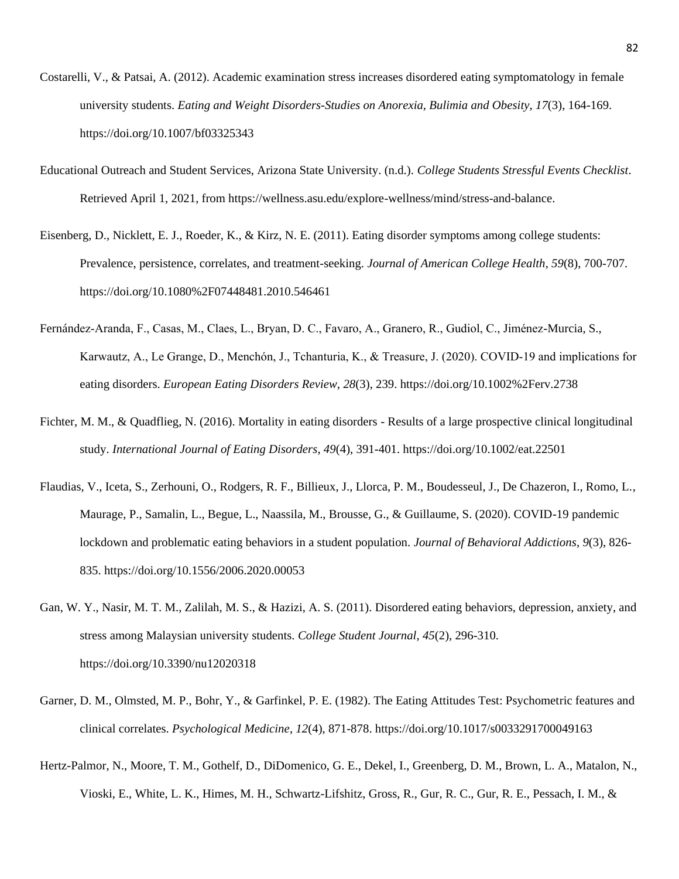Costarelli, V., & Patsai, A. (2012). Academic examination stress increases disordered eating symptomatology in female university students. *Eating and Weight Disorders-Studies on Anorexia, Bulimia and Obesity*, *17*(3), 164-169. https://doi.org/10.1007/bf03325343

Educational Outreach and Student Services, Arizona State University. (n.d.). *College Students Stressful Events Checklist*. Retrieved April 1, 2021, from https://wellness.asu.edu/explore-wellness/mind/stress-and-balance.

Eisenberg, D., Nicklett, E. J., Roeder, K., & Kirz, N. E. (2011). Eating disorder symptoms among college students: Prevalence, persistence, correlates, and treatment-seeking. *Journal of American College Health*, *59*(8), 700-707. https://doi.org/10.1080%2F07448481.2010.546461

Fernández-Aranda, F., Casas, M., Claes, L., Bryan, D. C., Favaro, A., Granero, R., Gudiol, C., Jiménez-Murcia, S., Karwautz, A., Le Grange, D., Menchón, J., Tchanturia, K., & Treasure, J. (2020). COVID-19 and implications for eating disorders. *European Eating Disorders Review*, *28*(3), 239. https://doi.org/10.1002%2Ferv.2738

Fichter, M. M., & Quadflieg, N. (2016). Mortality in eating disorders - Results of a large prospective clinical longitudinal study. *International Journal of Eating Disorders*, *49*(4), 391-401. https://doi.org/10.1002/eat.22501

Flaudias, V., Iceta, S., Zerhouni, O., Rodgers, R. F., Billieux, J., Llorca, P. M., Boudesseul, J., De Chazeron, I., Romo, L., Maurage, P., Samalin, L., Begue, L., Naassila, M., Brousse, G., & Guillaume, S. (2020). COVID-19 pandemic lockdown and problematic eating behaviors in a student population. *Journal of Behavioral Addictions*, *9*(3), 826-835. https://doi.org/10.1556/2006.2020.00053

Gan, W. Y., Nasir, M. T. M., Zalilah, M. S., & Hazizi, A. S. (2011). Disordered eating behaviors, depression, anxiety, and stress among Malaysian university students. *College Student Journal*, *45*(2), 296-310. https://doi.org/10.3390/nu12020318

Garner, D. M., Olmsted, M. P., Bohr, Y., & Garfinkel, P. E. (1982). The Eating Attitudes Test: Psychometric features and clinical correlates. *Psychological Medicine*, *12*(4), 871-878. https://doi.org/10.1017/s0033291700049163

Hertz-Palmor, N., Moore, T. M., Gothelf, D., DiDomenico, G. E., Dekel, I., Greenberg, D. M., Brown, L. A., Matalon, N., Vioski, E., White, L. K., Himes, M. H., Schwartz-Lifshitz, Gross, R., Gur, R. C., Gur, R. E., Pessach, I. M., &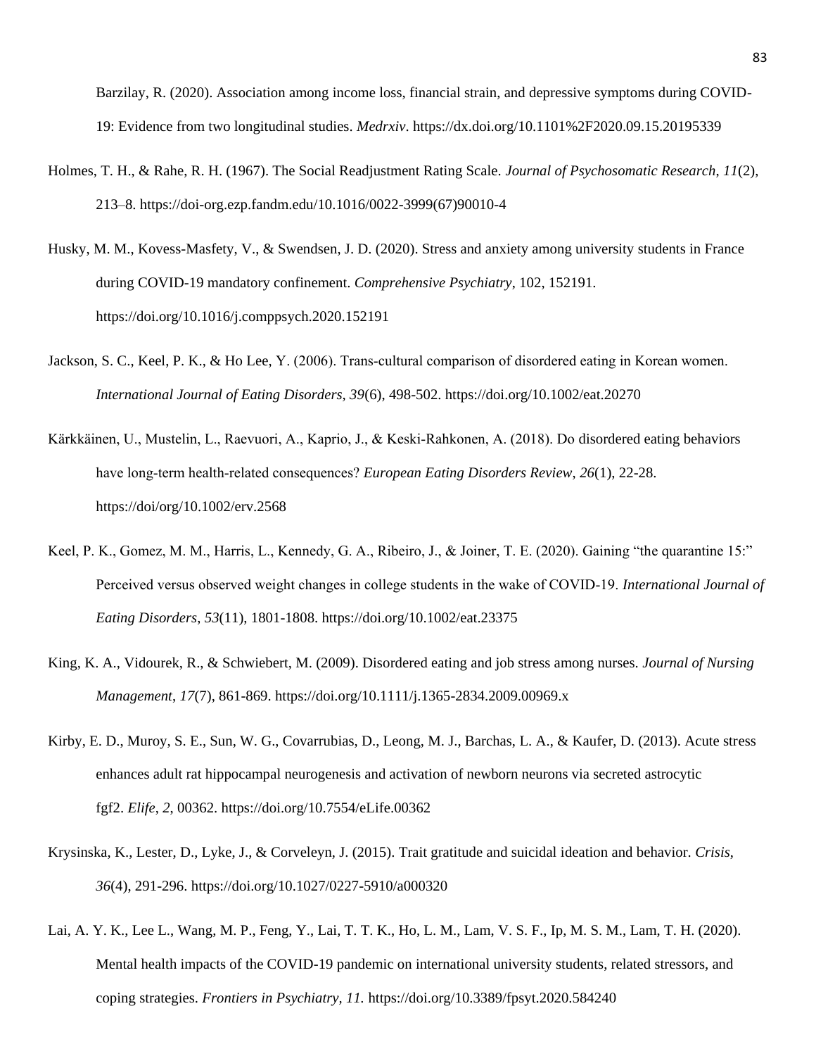Barzilay, R. (2020). Association among income loss, financial strain, and depressive symptoms during COVID-19: Evidence from two longitudinal studies. *Medrxiv*. https://dx.doi.org/10.1101%2F2020.09.15.20195339

Holmes, T. H., & Rahe, R. H. (1967). The Social Readjustment Rating Scale. *Journal of Psychosomatic Research*, *11*(2), 213–8. https://doi-org.ezp.fandm.edu/10.1016/0022-3999(67)90010-4

Husky, M. M., Kovess-Masfety, V., & Swendsen, J. D. (2020). Stress and anxiety among university students in France during COVID-19 mandatory confinement. *Comprehensive Psychiatry*, 102, 152191. https://doi.org/10.1016/j.comppsych.2020.152191

Jackson, S. C., Keel, P. K., & Ho Lee, Y. (2006). Trans-cultural comparison of disordered eating in Korean women. *International Journal of Eating Disorders*, *39*(6), 498-502. https://doi.org/10.1002/eat.20270

Kärkkäinen, U., Mustelin, L., Raevuori, A., Kaprio, J., & Keski-Rahkonen, A. (2018). Do disordered eating behaviors have long-term health-related consequences? *European Eating Disorders Review*, *26*(1), 22-28. https://doi/org/10.1002/erv.2568

Keel, P. K., Gomez, M. M., Harris, L., Kennedy, G. A., Ribeiro, J., & Joiner, T. E. (2020). Gaining "the quarantine 15:" Perceived versus observed weight changes in college students in the wake of COVID-19. *International Journal of Eating Disorders*, *53*(11), 1801-1808. https://doi.org/10.1002/eat.23375

King, K. A., Vidourek, R., & Schwiebert, M. (2009). Disordered eating and job stress among nurses. *Journal of Nursing Management*, *17*(7), 861-869. https://doi.org/10.1111/j.1365-2834.2009.00969.x

Kirby, E. D., Muroy, S. E., Sun, W. G., Covarrubias, D., Leong, M. J., Barchas, L. A., & Kaufer, D. (2013). Acute stress enhances adult rat hippocampal neurogenesis and activation of newborn neurons via secreted astrocytic fgf2. *Elife*, *2*, 00362. https://doi.org/10.7554/eLife.00362

Krysinska, K., Lester, D., Lyke, J., & Corveleyn, J. (2015). Trait gratitude and suicidal ideation and behavior. *Crisis*, *36*(4), 291-296. https://doi.org/10.1027/0227-5910/a000320

Lai, A. Y. K., Lee L., Wang, M. P., Feng, Y., Lai, T. T. K., Ho, L. M., Lam, V. S. F., Ip, M. S. M., Lam, T. H. (2020). Mental health impacts of the COVID-19 pandemic on international university students, related stressors, and coping strategies. *Frontiers in Psychiatry, 11.* https://doi.org/10.3389/fpsyt.2020.584240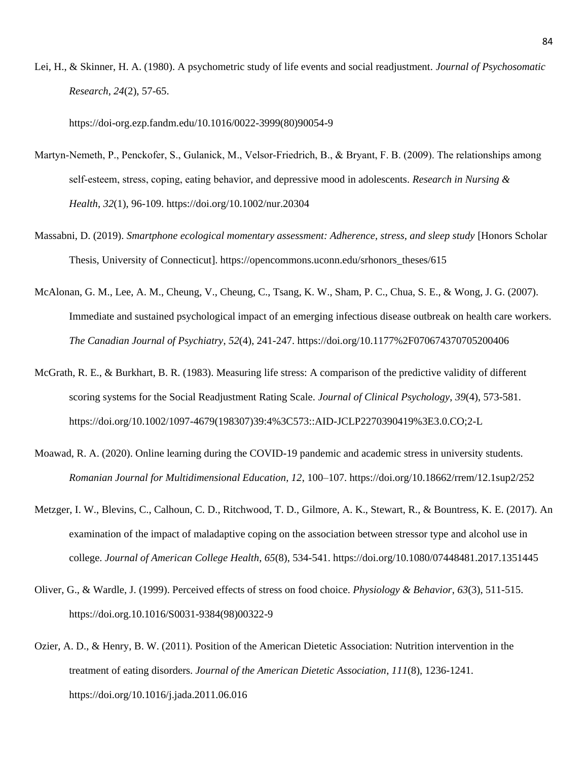Lei, H., & Skinner, H. A. (1980). A psychometric study of life events and social readjustment. *Journal of Psychosomatic Research*, *24*(2), 57-65.

https://doi-org.ezp.fandm.edu/10.1016/0022-3999(80)90054-9

Martyn-Nemeth, P., Penckofer, S., Gulanick, M., Velsor-Friedrich, B., & Bryant, F. B. (2009). The relationships among self-esteem, stress, coping, eating behavior, and depressive mood in adolescents. *Research in Nursing & Health*, *32*(1), 96-109. https://doi.org/10.1002/nur.20304

Massabni, D. (2019). *Smartphone ecological momentary assessment: Adherence, stress, and sleep study* [Honors Scholar Thesis, University of Connecticut]. https://opencommons.uconn.edu/srhonors_theses/615

McAlonan, G. M., Lee, A. M., Cheung, V., Cheung, C., Tsang, K. W., Sham, P. C., Chua, S. E., & Wong, J. G. (2007). Immediate and sustained psychological impact of an emerging infectious disease outbreak on health care workers. *The Canadian Journal of Psychiatry*, *52*(4), 241-247. https://doi.org/10.1177%2F070674370705200406

McGrath, R. E., & Burkhart, B. R. (1983). Measuring life stress: A comparison of the predictive validity of different scoring systems for the Social Readjustment Rating Scale. *Journal of Clinical Psychology*, *39*(4), 573-581. https://doi.org/10.1002/1097-4679(198307)39:4%3C573::AID-JCLP2270390419%3E3.0.CO;2-L

Moawad, R. A. (2020). Online learning during the COVID-19 pandemic and academic stress in university students. *Romanian Journal for Multidimensional Education, 12*, 100–107. https://doi.org/10.18662/rrem/12.1sup2/252

Metzger, I. W., Blevins, C., Calhoun, C. D., Ritchwood, T. D., Gilmore, A. K., Stewart, R., & Bountress, K. E. (2017). An examination of the impact of maladaptive coping on the association between stressor type and alcohol use in college. *Journal of American College Health*, *65*(8), 534-541. https://doi.org/10.1080/07448481.2017.1351445

Oliver, G., & Wardle, J. (1999). Perceived effects of stress on food choice. *Physiology & Behavior*, *63*(3), 511-515. https://doi.org.10.1016/S0031-9384(98)00322-9

Ozier, A. D., & Henry, B. W. (2011). Position of the American Dietetic Association: Nutrition intervention in the treatment of eating disorders. *Journal of the American Dietetic Association*, *111*(8), 1236-1241. https://doi.org/10.1016/j.jada.2011.06.016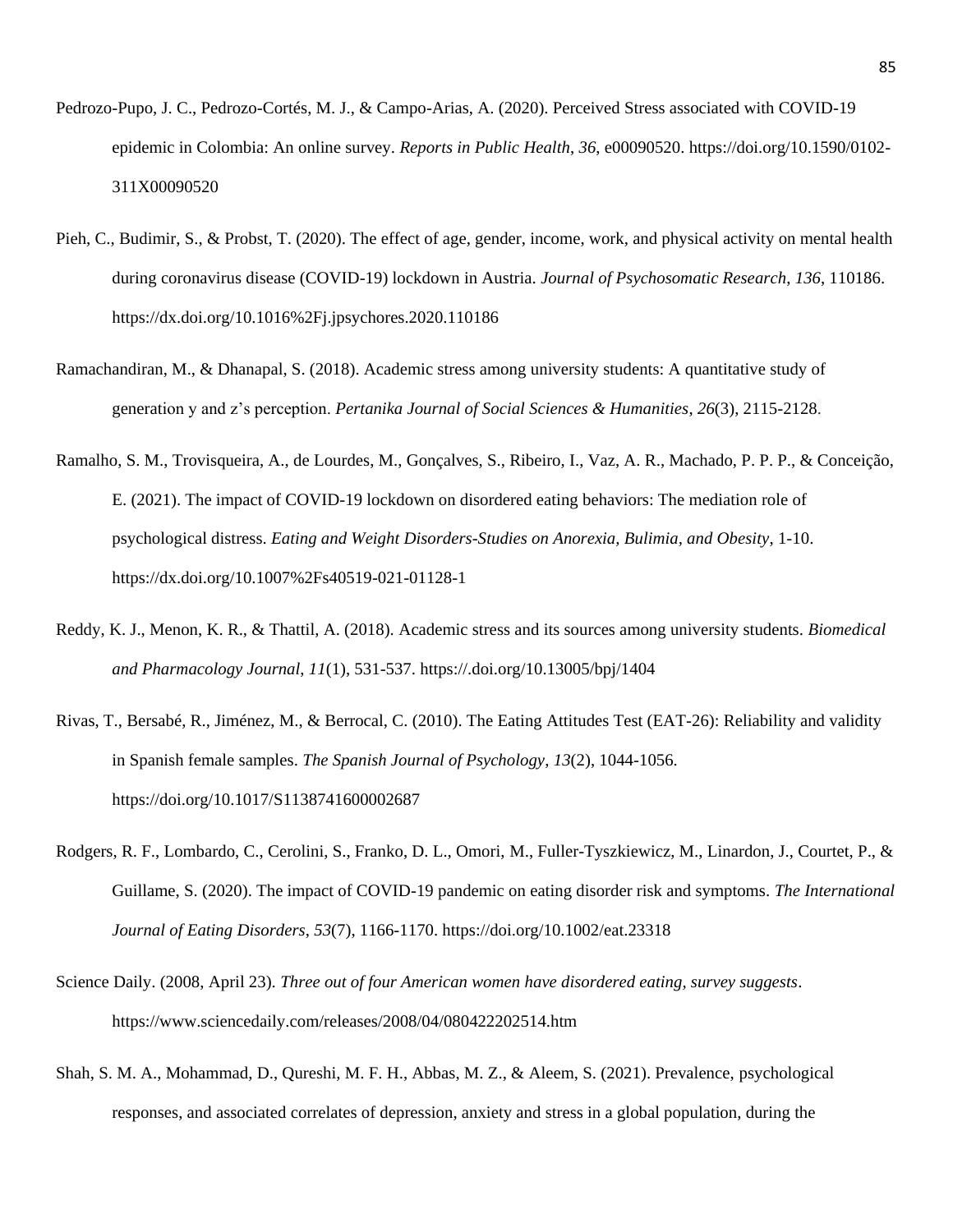Pedrozo-Pupo, J. C., Pedrozo-Cortés, M. J., & Campo-Arias, A. (2020). Perceived Stress associated with COVID-19 epidemic in Colombia: An online survey. *Reports in Public Health*, *36*, e00090520. https://doi.org/10.1590/0102-311X00090520

Pieh, C., Budimir, S., & Probst, T. (2020). The effect of age, gender, income, work, and physical activity on mental health during coronavirus disease (COVID-19) lockdown in Austria. *Journal of Psychosomatic Research*, *136*, 110186. https://dx.doi.org/10.1016%2Fj.jpsychores.2020.110186

Ramachandiran, M., & Dhanapal, S. (2018). Academic stress among university students: A quantitative study of generation y and z's perception. *Pertanika Journal of Social Sciences & Humanities*, *26*(3), 2115-2128.

Ramalho, S. M., Trovisqueira, A., de Lourdes, M., Gonçalves, S., Ribeiro, I., Vaz, A. R., Machado, P. P. P., & Conceição, E. (2021). The impact of COVID-19 lockdown on disordered eating behaviors: The mediation role of psychological distress. *Eating and Weight Disorders-Studies on Anorexia, Bulimia, and Obesity*, 1-10. https://dx.doi.org/10.1007%2Fs40519-021-01128-1

Reddy, K. J., Menon, K. R., & Thattil, A. (2018). Academic stress and its sources among university students. *Biomedical and Pharmacology Journal*, *11*(1), 531-537. https://.doi.org/10.13005/bpj/1404

Rivas, T., Bersabé, R., Jiménez, M., & Berrocal, C. (2010). The Eating Attitudes Test (EAT-26): Reliability and validity in Spanish female samples. *The Spanish Journal of Psychology*, *13*(2), 1044-1056. https://doi.org/10.1017/S1138741600002687

Rodgers, R. F., Lombardo, C., Cerolini, S., Franko, D. L., Omori, M., Fuller-Tyszkiewicz, M., Linardon, J., Courtet, P., & Guillame, S. (2020). The impact of COVID-19 pandemic on eating disorder risk and symptoms. *The International Journal of Eating Disorders*, *53*(7), 1166-1170. https://doi.org/10.1002/eat.23318

Science Daily. (2008, April 23). *Three out of four American women have disordered eating, survey suggests*. https://www.sciencedaily.com/releases/2008/04/080422202514.htm

Shah, S. M. A., Mohammad, D., Qureshi, M. F. H., Abbas, M. Z., & Aleem, S. (2021). Prevalence, psychological responses, and associated correlates of depression, anxiety and stress in a global population, during the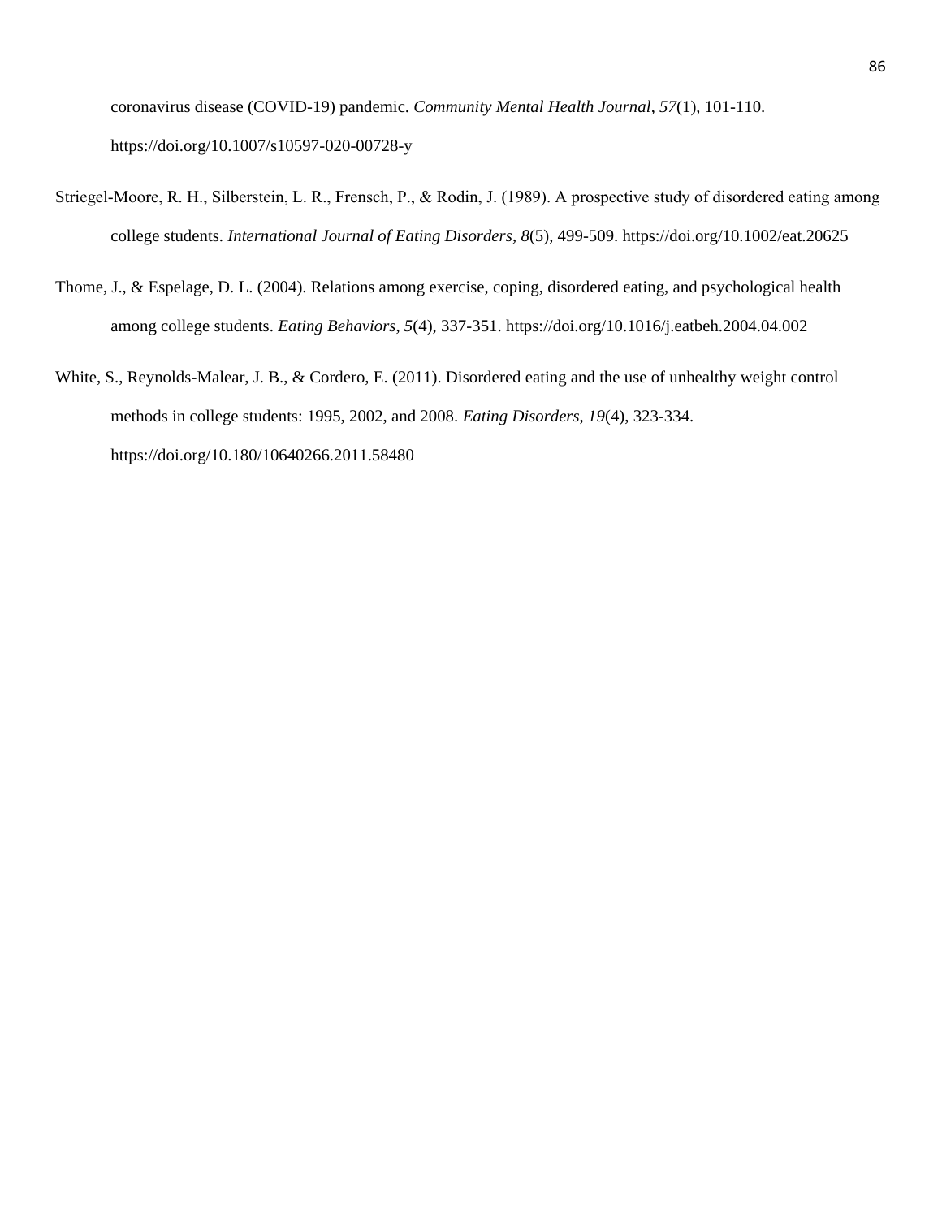coronavirus disease (COVID-19) pandemic. *Community Mental Health Journal*, *57*(1), 101-110. https://doi.org/10.1007/s10597-020-00728-y

Striegel-Moore, R. H., Silberstein, L. R., Frensch, P., & Rodin, J. (1989). A prospective study of disordered eating among college students. *International Journal of Eating Disorders*, *8*(5), 499-509. https://doi.org/10.1002/eat.20625

Thome, J., & Espelage, D. L. (2004). Relations among exercise, coping, disordered eating, and psychological health among college students. *Eating Behaviors*, *5*(4), 337-351. https://doi.org/10.1016/j.eatbeh.2004.04.002

White, S., Reynolds-Malear, J. B., & Cordero, E. (2011). Disordered eating and the use of unhealthy weight control methods in college students: 1995, 2002, and 2008. *Eating Disorders*, *19*(4), 323-334. https://doi.org/10.180/10640266.2011.58480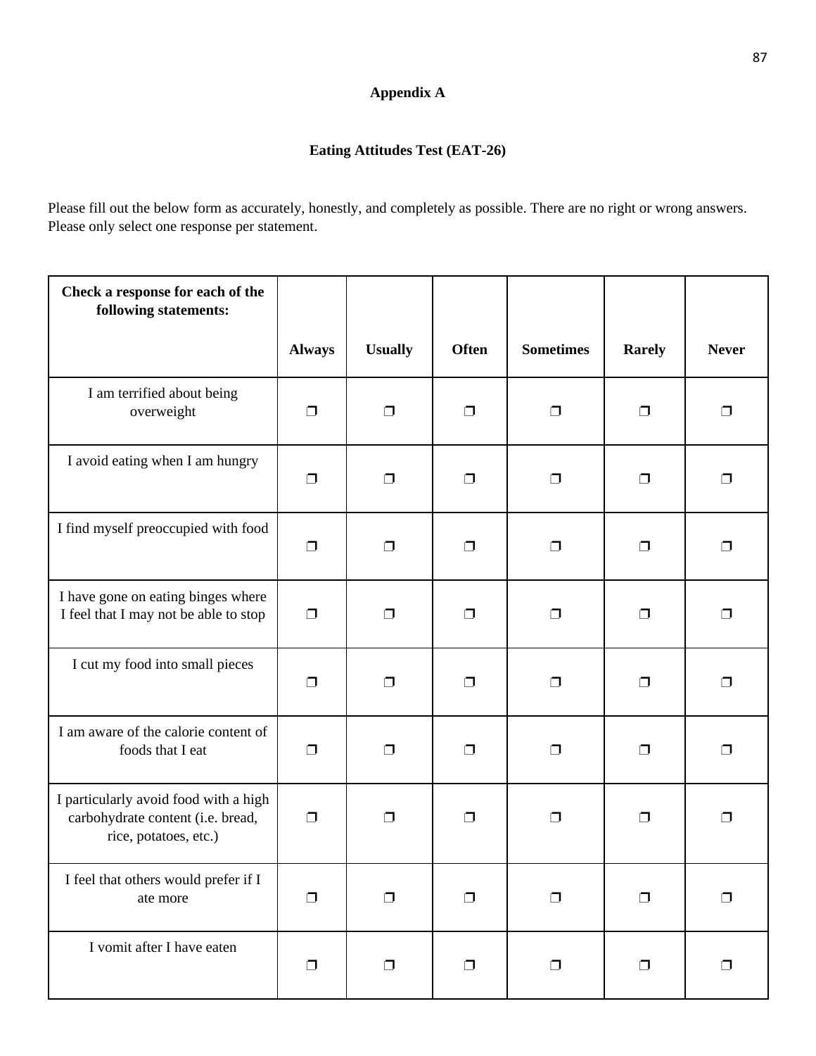**Appendix A**

**Eating Attitudes Test (EAT-26)**

Please fill out the below form as accurately, honestly, and completely as possible. There are no right or wrong answers. Please only select one response per statement.

| **Check a response for each of the following statements:** | **Always** | **Usually** | **Often** | **Sometimes** | **Rarely** | **Never** |
|---|---|---|---|---|---|---|
| I am terrified about being overweight | ❐ | ❐ | ❐ | ❐ | ❐ | ❐ |
| I avoid eating when I am hungry | ❐ | ❐ | ❐ | ❐ | ❐ | ❐ |
| I find myself preoccupied with food | ❐ | ❐ | ❐ | ❐ | ❐ | ❐ |
| I have gone on eating binges where I feel that I may not be able to stop | ❐ | ❐ | ❐ | ❐ | ❐ | ❐ |
| I cut my food into small pieces | ❐ | ❐ | ❐ | ❐ | ❐ | ❐ |
| I am aware of the calorie content of foods that I eat | ❐ | ❐ | ❐ | ❐ | ❐ | ❐ |
| I particularly avoid food with a high carbohydrate content (i.e. bread, rice, potatoes, etc.) | ❐ | ❐ | ❐ | ❐ | ❐ | ❐ |
| I feel that others would prefer if I ate more | ❐ | ❐ | ❐ | ❐ | ❐ | ❐ |
| I vomit after I have eaten | ❐ | ❐ | ❐ | ❐ | ❐ | ❐ |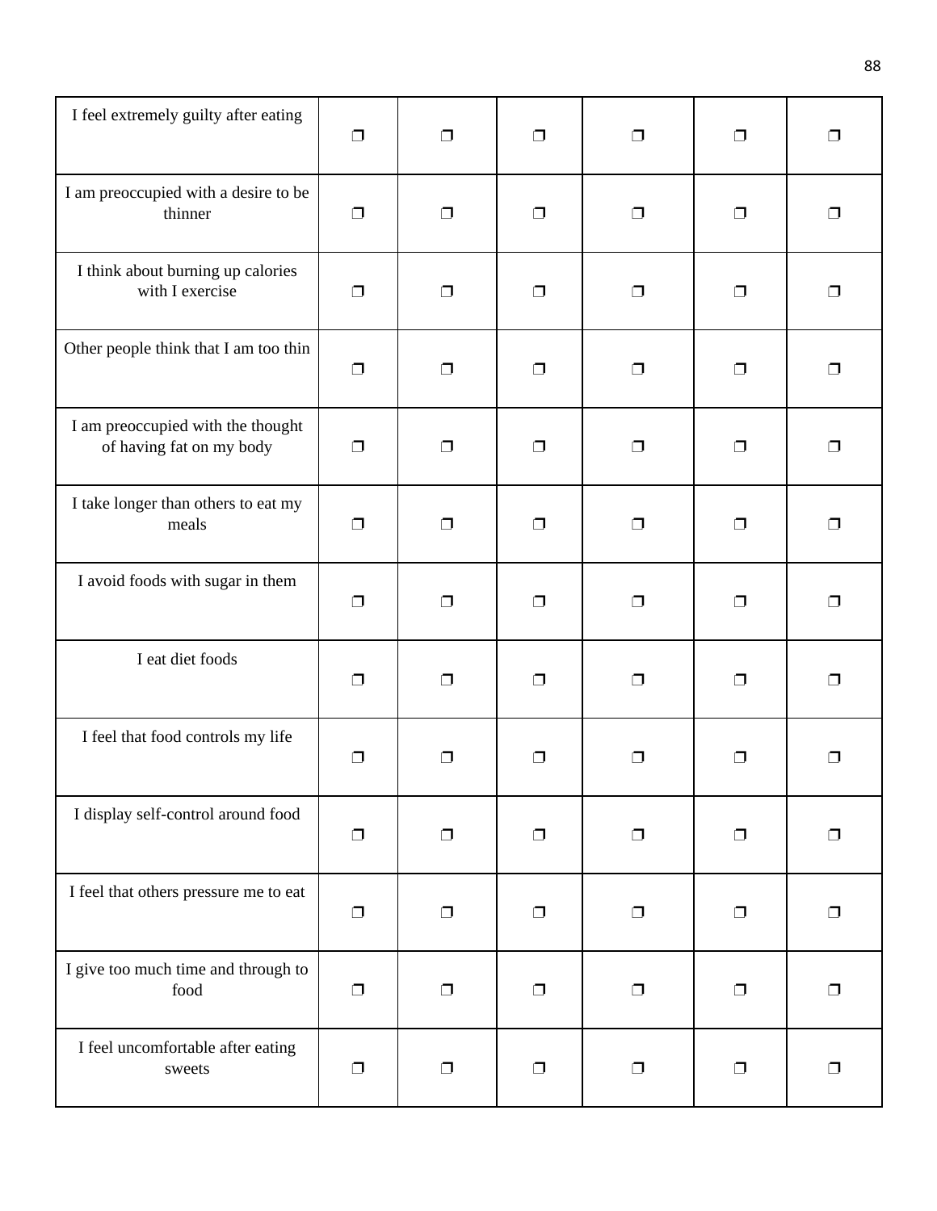| | | | | | | |
|---|---|---|---|---|---|---|
| I feel extremely guilty after eating | ❒ | ❒ | ❒ | ❒ | ❒ | ❒ |
| I am preoccupied with a desire to be thinner | ❒ | ❒ | ❒ | ❒ | ❒ | ❒ |
| I think about burning up calories with I exercise | ❒ | ❒ | ❒ | ❒ | ❒ | ❒ |
| Other people think that I am too thin | ❒ | ❒ | ❒ | ❒ | ❒ | ❒ |
| I am preoccupied with the thought of having fat on my body | ❒ | ❒ | ❒ | ❒ | ❒ | ❒ |
| I take longer than others to eat my meals | ❒ | ❒ | ❒ | ❒ | ❒ | ❒ |
| I avoid foods with sugar in them | ❒ | ❒ | ❒ | ❒ | ❒ | ❒ |
| I eat diet foods | ❒ | ❒ | ❒ | ❒ | ❒ | ❒ |
| I feel that food controls my life | ❒ | ❒ | ❒ | ❒ | ❒ | ❒ |
| I display self-control around food | ❒ | ❒ | ❒ | ❒ | ❒ | ❒ |
| I feel that others pressure me to eat | ❒ | ❒ | ❒ | ❒ | ❒ | ❒ |
| I give too much time and through to food | ❒ | ❒ | ❒ | ❒ | ❒ | ❒ |
| I feel uncomfortable after eating sweets | ❒ | ❒ | ❒ | ❒ | ❒ | ❒ |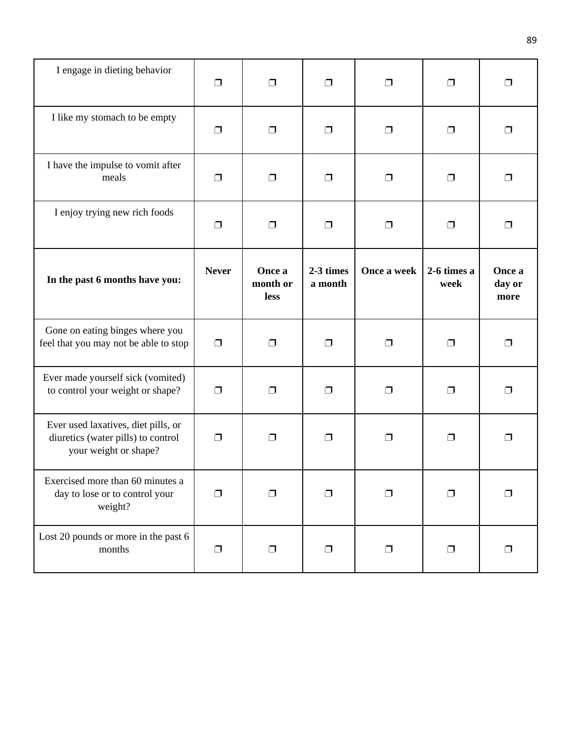| | | | | | | |
|---|---|---|---|---|---|---|
| I engage in dieting behavior | ❒ | ❒ | ❒ | ❒ | ❒ | ❒ |
| I like my stomach to be empty | ❒ | ❒ | ❒ | ❒ | ❒ | ❒ |
| I have the impulse to vomit after meals | ❒ | ❒ | ❒ | ❒ | ❒ | ❒ |
| I enjoy trying new rich foods | ❒ | ❒ | ❒ | ❒ | ❒ | ❒ |
| **In the past 6 months have you:** | **Never** | **Once a month or less** | **2-3 times a month** | **Once a week** | **2-6 times a week** | **Once a day or more** |
| Gone on eating binges where you feel that you may not be able to stop | ❒ | ❒ | ❒ | ❒ | ❒ | ❒ |
| Ever made yourself sick (vomited) to control your weight or shape? | ❒ | ❒ | ❒ | ❒ | ❒ | ❒ |
| Ever used laxatives, diet pills, or diuretics (water pills) to control your weight or shape? | ❒ | ❒ | ❒ | ❒ | ❒ | ❒ |
| Exercised more than 60 minutes a day to lose or to control your weight? | ❒ | ❒ | ❒ | ❒ | ❒ | ❒ |
| Lost 20 pounds or more in the past 6 months | ❒ | ❒ | ❒ | ❒ | ❒ | ❒ |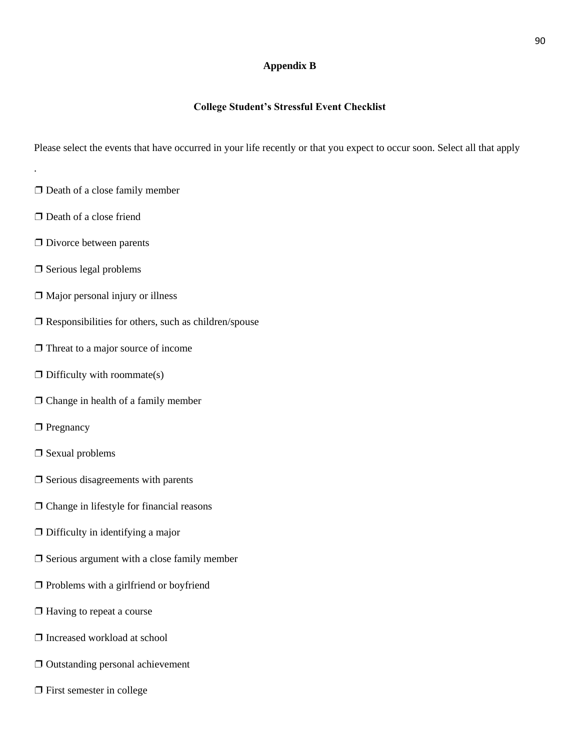## Appendix B

### College Student's Stressful Event Checklist

Please select the events that have occurred in your life recently or that you expect to occur soon. Select all that apply

.

❒ Death of a close family member

❒ Death of a close friend

❒ Divorce between parents

❒ Serious legal problems

❒ Major personal injury or illness

❒ Responsibilities for others, such as children/spouse

❒ Threat to a major source of income

❒ Difficulty with roommate(s)

❒ Change in health of a family member

❒ Pregnancy

❒ Sexual problems

❒ Serious disagreements with parents

❒ Change in lifestyle for financial reasons

❒ Difficulty in identifying a major

❒ Serious argument with a close family member

❒ Problems with a girlfriend or boyfriend

❒ Having to repeat a course

❒ Increased workload at school

❒ Outstanding personal achievement

❒ First semester in college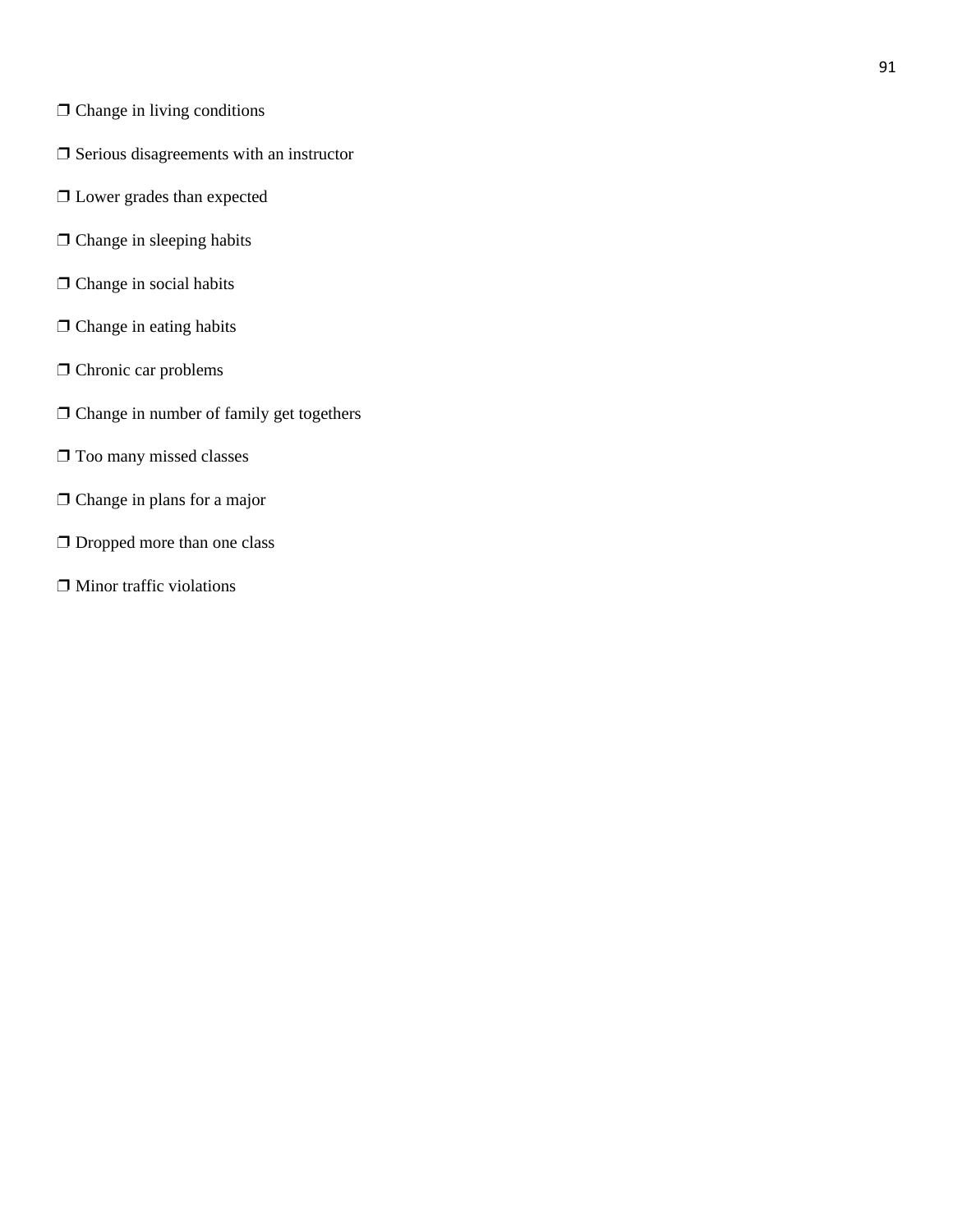❒ Change in living conditions

❒ Serious disagreements with an instructor

❒ Lower grades than expected

❒ Change in sleeping habits

❒ Change in social habits

❒ Change in eating habits

❒ Chronic car problems

❒ Change in number of family get togethers

❒ Too many missed classes

❒ Change in plans for a major

❒ Dropped more than one class

❒ Minor traffic violations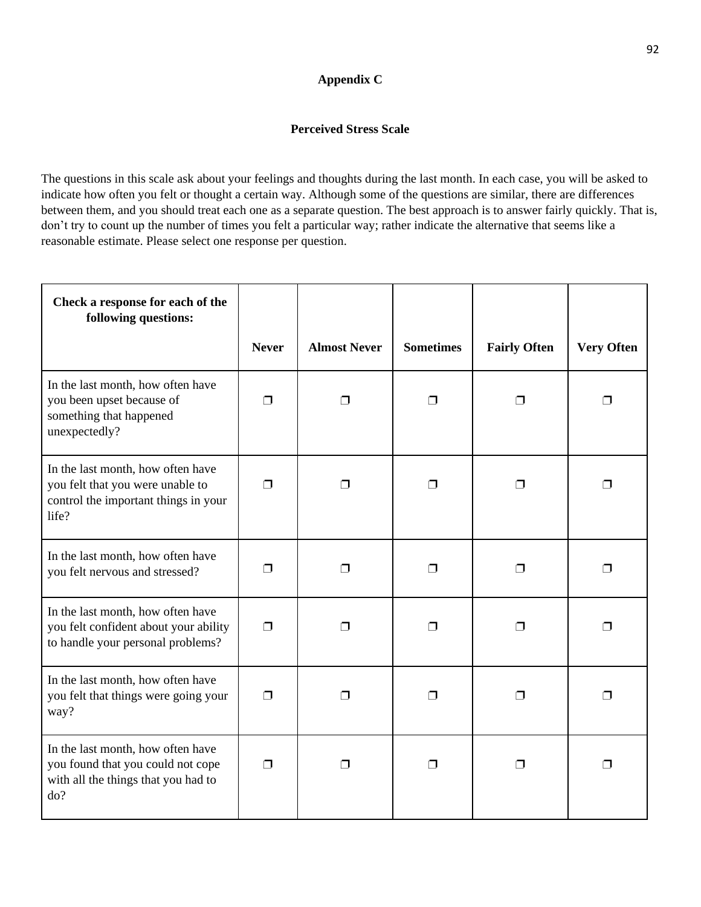## Appendix C

### Perceived Stress Scale

The questions in this scale ask about your feelings and thoughts during the last month. In each case, you will be asked to indicate how often you felt or thought a certain way. Although some of the questions are similar, there are differences between them, and you should treat each one as a separate question. The best approach is to answer fairly quickly. That is, don't try to count up the number of times you felt a particular way; rather indicate the alternative that seems like a reasonable estimate. Please select one response per question.

| **Check a response for each of the following questions:** | **Never** | **Almost Never** | **Sometimes** | **Fairly Often** | **Very Often** |
|---|---|---|---|---|---|
| In the last month, how often have you been upset because of something that happened unexpectedly? | ❐ | ❐ | ❐ | ❐ | ❐ |
| In the last month, how often have you felt that you were unable to control the important things in your life? | ❐ | ❐ | ❐ | ❐ | ❐ |
| In the last month, how often have you felt nervous and stressed? | ❐ | ❐ | ❐ | ❐ | ❐ |
| In the last month, how often have you felt confident about your ability to handle your personal problems? | ❐ | ❐ | ❐ | ❐ | ❐ |
| In the last month, how often have you felt that things were going your way? | ❐ | ❐ | ❐ | ❐ | ❐ |
| In the last month, how often have you found that you could not cope with all the things that you had to do? | ❐ | ❐ | ❐ | ❐ | ❐ |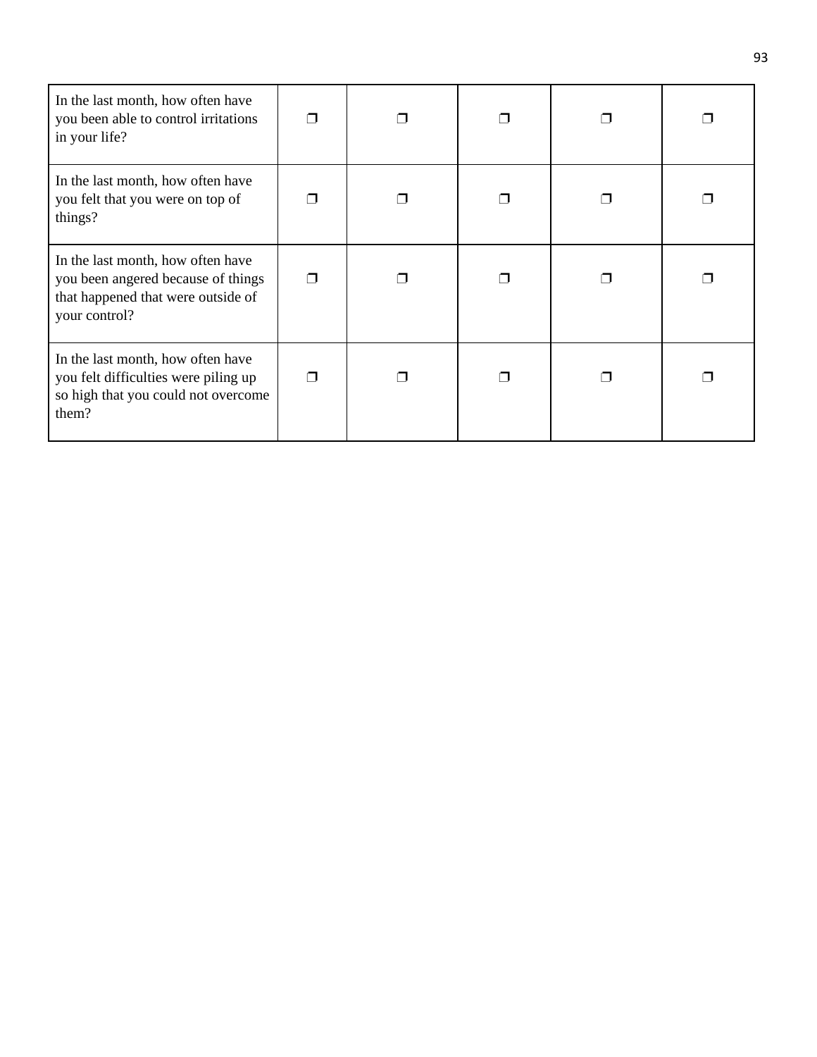| | | | | | |
|---|---|---|---|---|---|
| In the last month, how often have you been able to control irritations in your life? | ❐ | ❐ | ❐ | ❐ | ❐ |
| In the last month, how often have you felt that you were on top of things? | ❐ | ❐ | ❐ | ❐ | ❐ |
| In the last month, how often have you been angered because of things that happened that were outside of your control? | ❐ | ❐ | ❐ | ❐ | ❐ |
| In the last month, how often have you felt difficulties were piling up so high that you could not overcome them? | ❐ | ❐ | ❐ | ❐ | ❐ |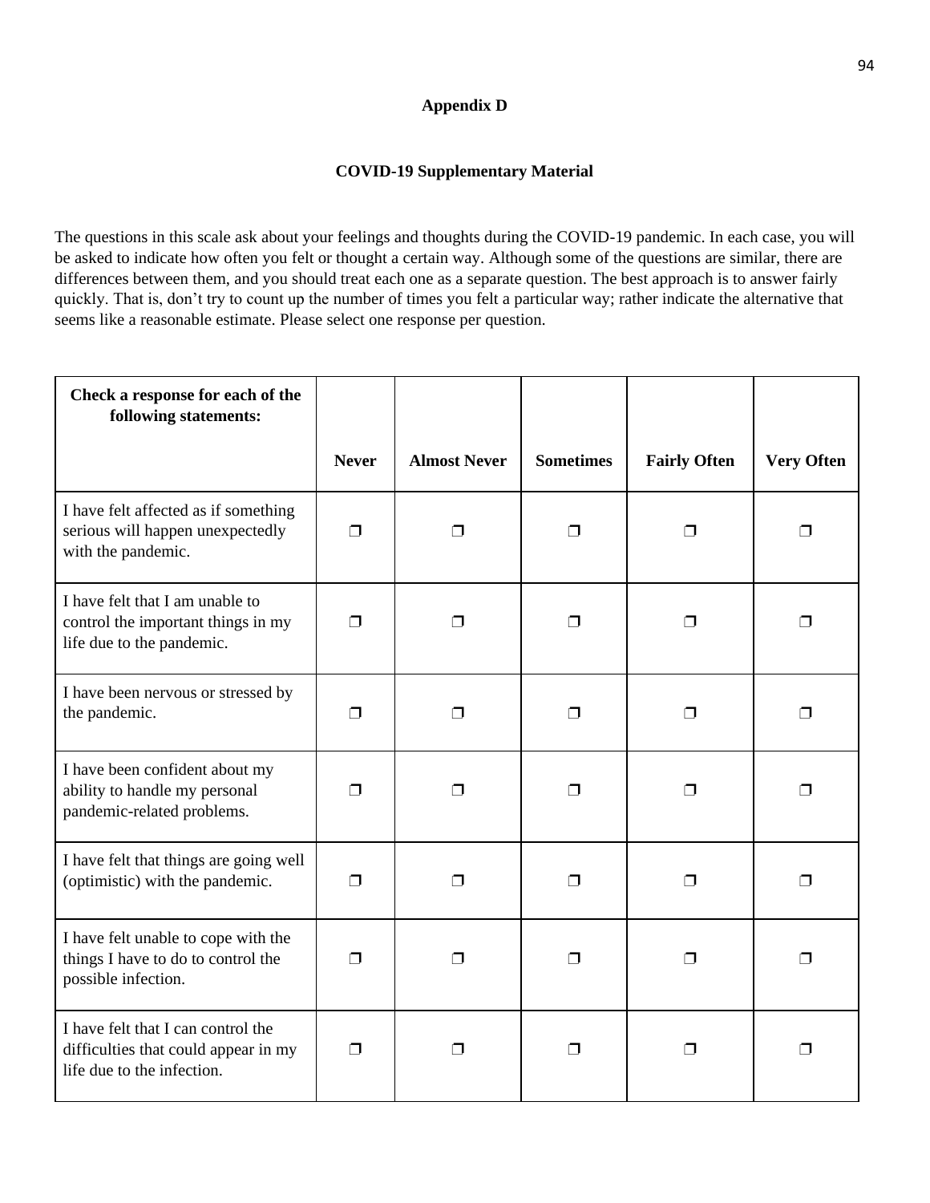## Appendix D

### COVID-19 Supplementary Material

The questions in this scale ask about your feelings and thoughts during the COVID-19 pandemic. In each case, you will be asked to indicate how often you felt or thought a certain way. Although some of the questions are similar, there are differences between them, and you should treat each one as a separate question. The best approach is to answer fairly quickly. That is, don't try to count up the number of times you felt a particular way; rather indicate the alternative that seems like a reasonable estimate. Please select one response per question.

| **Check a response for each of the following statements:** | **Never** | **Almost Never** | **Sometimes** | **Fairly Often** | **Very Often** |
|---|---|---|---|---|---|
| I have felt affected as if something serious will happen unexpectedly with the pandemic. | ❒ | ❒ | ❒ | ❒ | ❒ |
| I have felt that I am unable to control the important things in my life due to the pandemic. | ❒ | ❒ | ❒ | ❒ | ❒ |
| I have been nervous or stressed by the pandemic. | ❒ | ❒ | ❒ | ❒ | ❒ |
| I have been confident about my ability to handle my personal pandemic-related problems. | ❒ | ❒ | ❒ | ❒ | ❒ |
| I have felt that things are going well (optimistic) with the pandemic. | ❒ | ❒ | ❒ | ❒ | ❒ |
| I have felt unable to cope with the things I have to do to control the possible infection. | ❒ | ❒ | ❒ | ❒ | ❒ |
| I have felt that I can control the difficulties that could appear in my life due to the infection. | ❒ | ❒ | ❒ | ❒ | ❒ |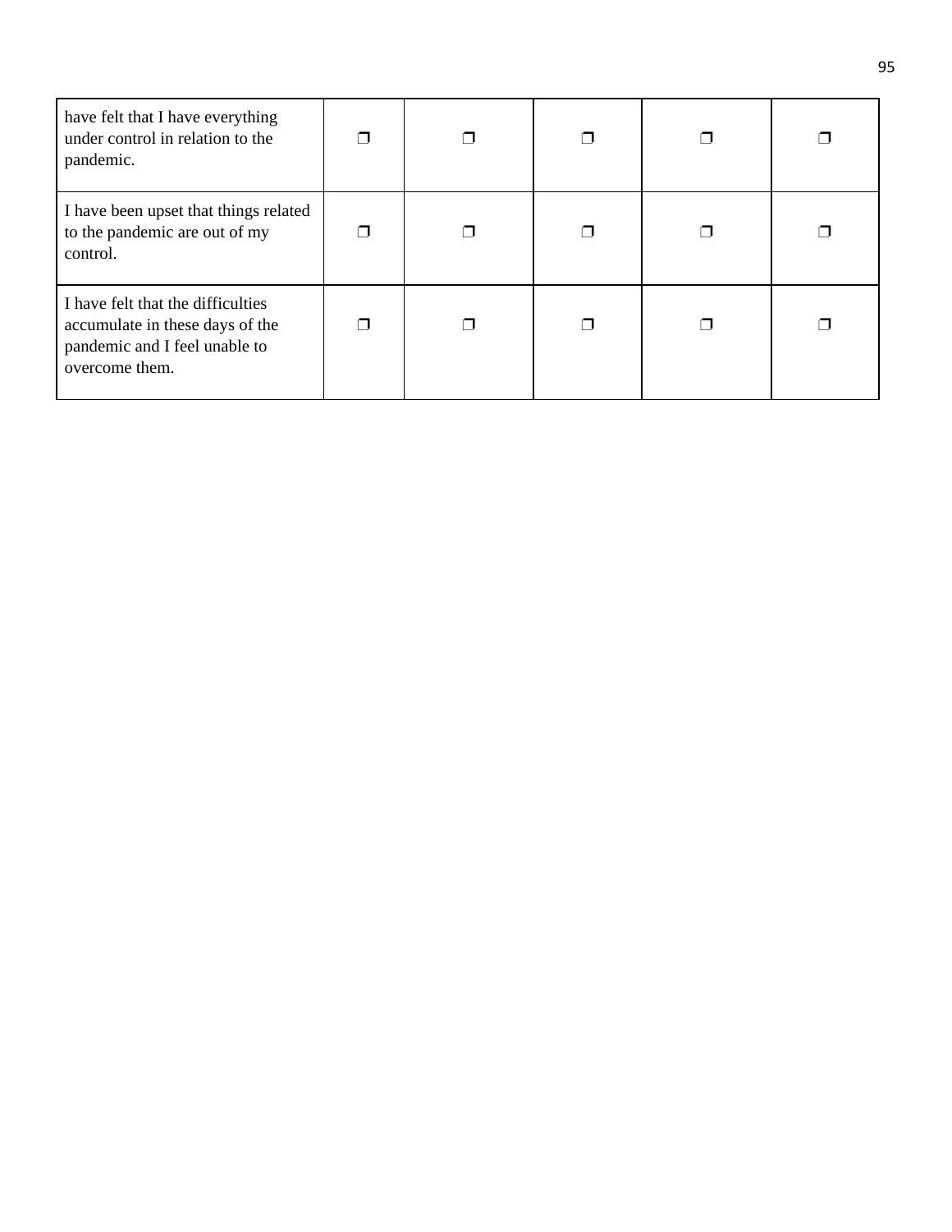| have felt that I have everything under control in relation to the pandemic. | ❐ | ❐ | ❐ | ❐ | ❐ |
|---|---|---|---|---|---|
| I have been upset that things related to the pandemic are out of my control. | ❐ | ❐ | ❐ | ❐ | ❐ |
| I have felt that the difficulties accumulate in these days of the pandemic and I feel unable to overcome them. | ❐ | ❐ | ❐ | ❐ | ❐ |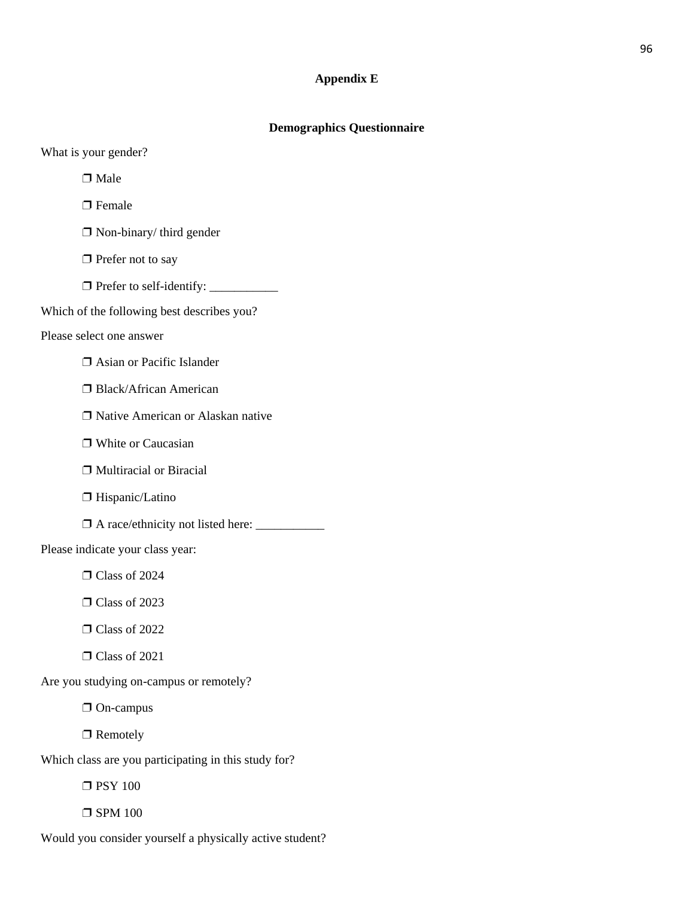## Appendix E

### Demographics Questionnaire

What is your gender?

- ❒ Male
- ❒ Female
- ❒ Non-binary/ third gender
- ❒ Prefer not to say
- ❒ Prefer to self-identify: ___________

Which of the following best describes you?

Please select one answer

- ❒ Asian or Pacific Islander
- ❒ Black/African American
- ❒ Native American or Alaskan native
- ❒ White or Caucasian
- ❒ Multiracial or Biracial
- ❒ Hispanic/Latino
- ❒ A race/ethnicity not listed here: ___________

Please indicate your class year:

- ❒ Class of 2024
- ❒ Class of 2023
- ❒ Class of 2022
- ❒ Class of 2021

Are you studying on-campus or remotely?

- ❒ On-campus
- ❒ Remotely

Which class are you participating in this study for?

- ❒ PSY 100
- ❒ SPM 100

Would you consider yourself a physically active student?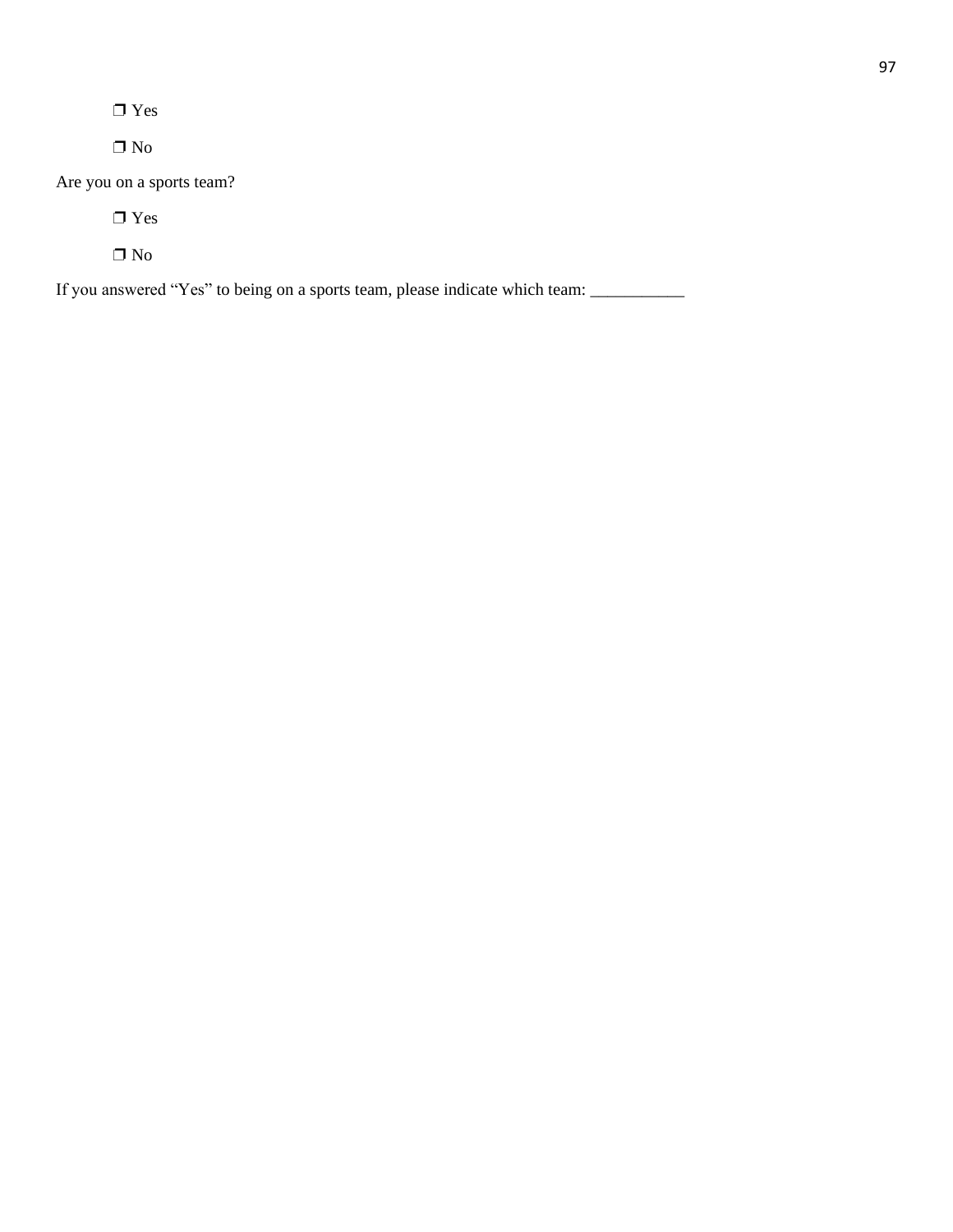❒ Yes

❒ No

Are you on a sports team?

❒ Yes

❒ No

If you answered “Yes” to being on a sports team, please indicate which team: ___________